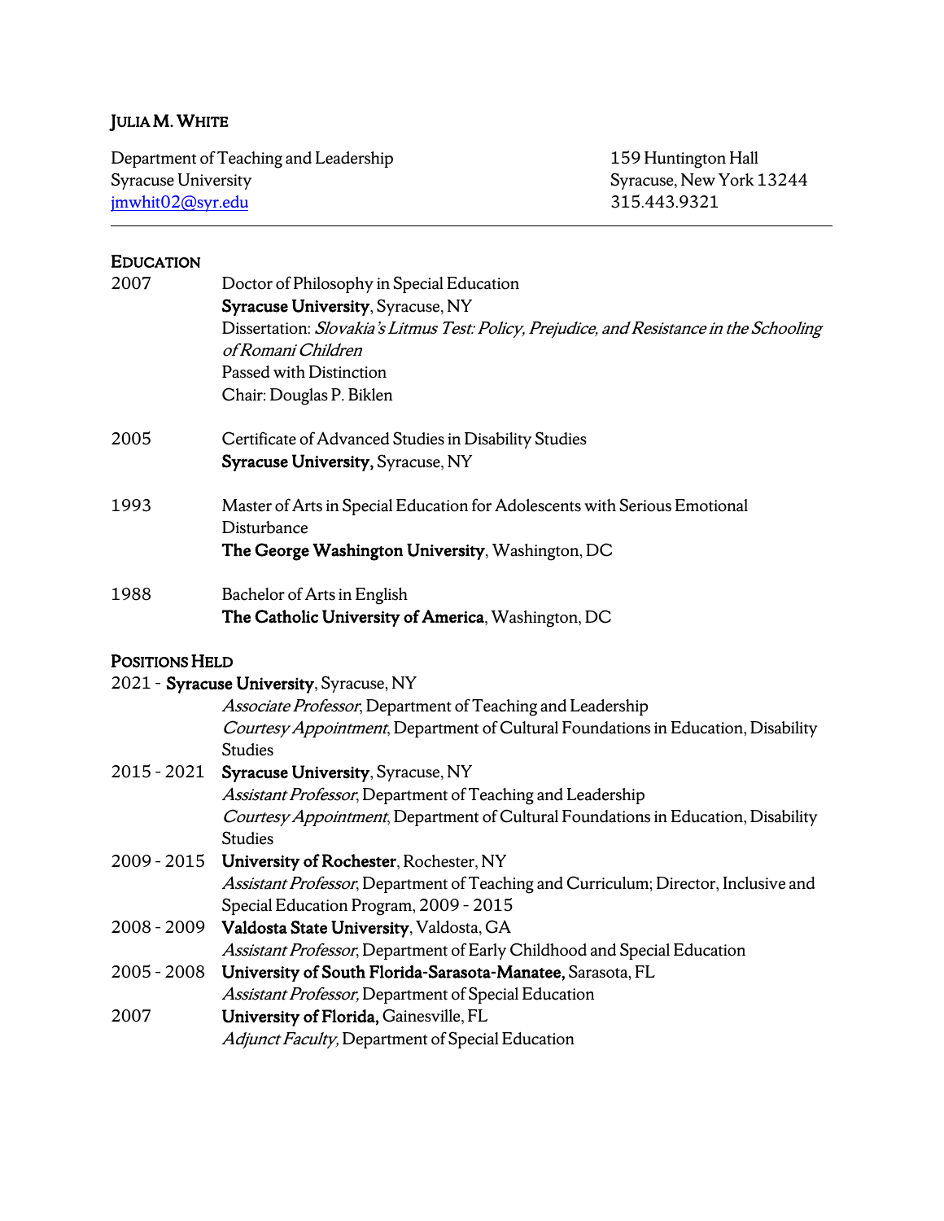# JULIA M. WHITE

Department of Teaching and Leadership
Syracuse University
jmwhit02@syr.edu

159 Huntington Hall
Syracuse, New York 13244
315.443.9321

---

## EDUCATION

**2007** Doctor of Philosophy in Special Education
**Syracuse University**, Syracuse, NY
Dissertation: *Slovakia's Litmus Test: Policy, Prejudice, and Resistance in the Schooling of Romani Children*
Passed with Distinction
Chair: Douglas P. Biklen

**2005** Certificate of Advanced Studies in Disability Studies
**Syracuse University,** Syracuse, NY

**1993** Master of Arts in Special Education for Adolescents with Serious Emotional Disturbance
**The George Washington University**, Washington, DC

**1988** Bachelor of Arts in English
**The Catholic University of America**, Washington, DC

## POSITIONS HELD

**2021 -** **Syracuse University**, Syracuse, NY
*Associate Professor*, Department of Teaching and Leadership
*Courtesy Appointment*, Department of Cultural Foundations in Education, Disability Studies

**2015 - 2021** **Syracuse University**, Syracuse, NY
*Assistant Professor*, Department of Teaching and Leadership
*Courtesy Appointment*, Department of Cultural Foundations in Education, Disability Studies

**2009 - 2015** **University of Rochester**, Rochester, NY
*Assistant Professor*, Department of Teaching and Curriculum; Director, Inclusive and Special Education Program, 2009 - 2015

**2008 - 2009** **Valdosta State University**, Valdosta, GA
*Assistant Professor*, Department of Early Childhood and Special Education

**2005 - 2008** **University of South Florida-Sarasota-Manatee,** Sarasota, FL
*Assistant Professor,* Department of Special Education

**2007** **University of Florida,** Gainesville, FL
*Adjunct Faculty,* Department of Special Education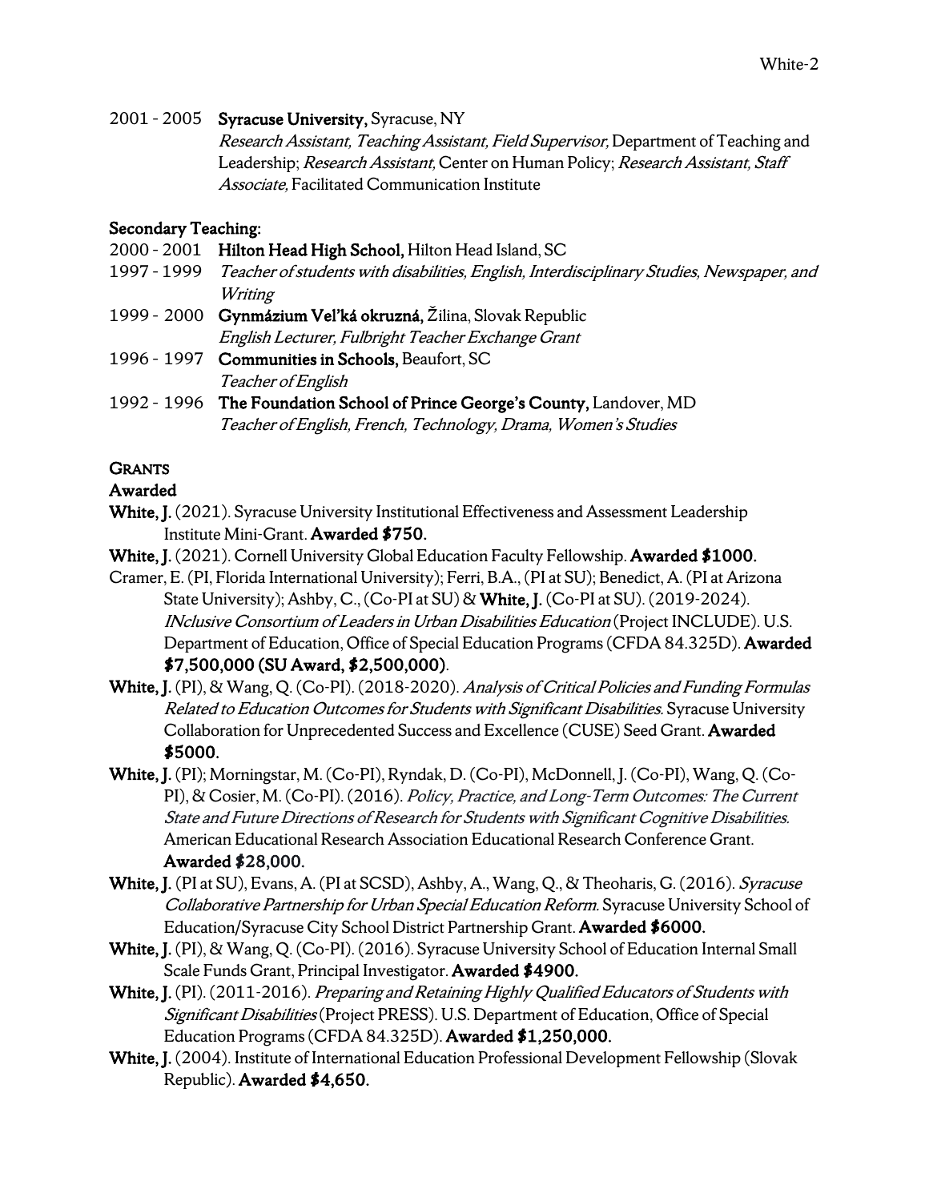2001 - 2005 **Syracuse University,** Syracuse, NY
*Research Assistant, Teaching Assistant, Field Supervisor,* Department of Teaching and Leadership; *Research Assistant,* Center on Human Policy; *Research Assistant, Staff Associate,* Facilitated Communication Institute

**Secondary Teaching:**

2000 - 2001 **Hilton Head High School,** Hilton Head Island, SC
1997 - 1999 *Teacher of students with disabilities, English, Interdisciplinary Studies, Newspaper, and Writing*

1999 - 2000 **Gynmázium Vel'ká okruzná,** Žilina, Slovak Republic
*English Lecturer, Fulbright Teacher Exchange Grant*

1996 - 1997 **Communities in Schools,** Beaufort, SC
*Teacher of English*

1992 - 1996 **The Foundation School of Prince George's County,** Landover, MD
*Teacher of English, French, Technology, Drama, Women's Studies*

## GRANTS

### Awarded

**White, J.** (2021). Syracuse University Institutional Effectiveness and Assessment Leadership Institute Mini-Grant. **Awarded $750.**

**White, J.** (2021). Cornell University Global Education Faculty Fellowship. **Awarded $1000.**

Cramer, E. (PI, Florida International University); Ferri, B.A., (PI at SU); Benedict, A. (PI at Arizona State University); Ashby, C., (Co-PI at SU) & **White, J.** (Co-PI at SU). (2019-2024). *INclusive Consortium of Leaders in Urban Disabilities Education* (Project INCLUDE). U.S. Department of Education, Office of Special Education Programs (CFDA 84.325D). **Awarded $7,500,000 (SU Award, $2,500,000)**.

**White, J.** (PI), & Wang, Q. (Co-PI). (2018-2020). *Analysis of Critical Policies and Funding Formulas Related to Education Outcomes for Students with Significant Disabilities.* Syracuse University Collaboration for Unprecedented Success and Excellence (CUSE) Seed Grant. **Awarded $5000.**

**White, J.** (PI); Morningstar, M. (Co-PI), Ryndak, D. (Co-PI), McDonnell, J. (Co-PI), Wang, Q. (Co-PI), & Cosier, M. (Co-PI). (2016). *Policy, Practice, and Long-Term Outcomes: The Current State and Future Directions of Research for Students with Significant Cognitive Disabilities.* American Educational Research Association Educational Research Conference Grant. **Awarded $28,000.**

**White, J.** (PI at SU), Evans, A. (PI at SCSD), Ashby, A., Wang, Q., & Theoharis, G. (2016). *Syracuse Collaborative Partnership for Urban Special Education Reform.* Syracuse University School of Education/Syracuse City School District Partnership Grant. **Awarded $6000.**

**White, J.** (PI), & Wang, Q. (Co-PI). (2016). Syracuse University School of Education Internal Small Scale Funds Grant, Principal Investigator. **Awarded $4900.**

**White, J.** (PI). (2011-2016). *Preparing and Retaining Highly Qualified Educators of Students with Significant Disabilities* (Project PRESS). U.S. Department of Education, Office of Special Education Programs (CFDA 84.325D). **Awarded $1,250,000.**

**White, J.** (2004). Institute of International Education Professional Development Fellowship (Slovak Republic). **Awarded $4,650.**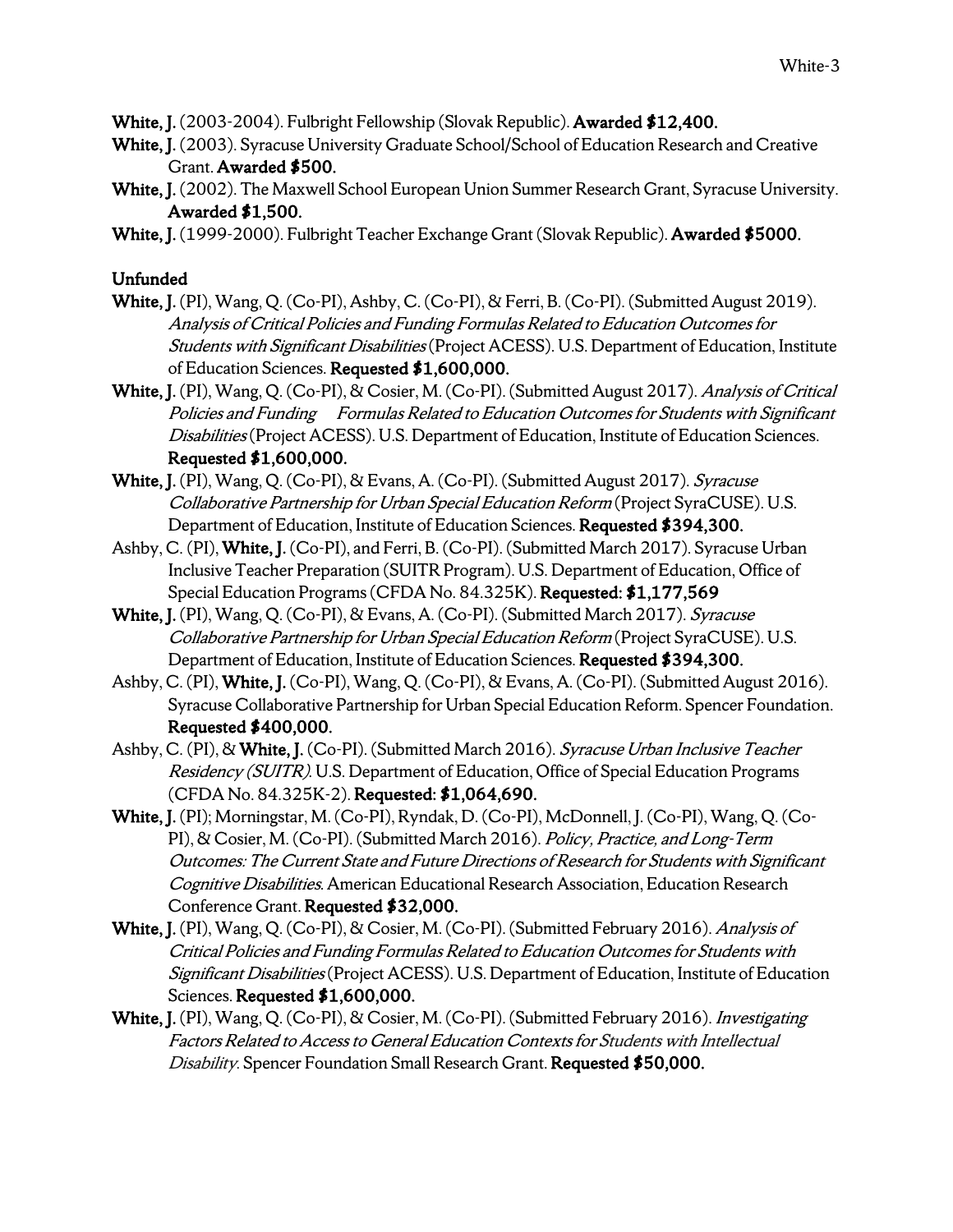**White, J.** (2003-2004). Fulbright Fellowship (Slovak Republic). **Awarded $12,400.**

**White, J.** (2003). Syracuse University Graduate School/School of Education Research and Creative Grant. **Awarded $500.**

**White, J.** (2002). The Maxwell School European Union Summer Research Grant, Syracuse University. **Awarded $1,500.**

**White, J.** (1999-2000). Fulbright Teacher Exchange Grant (Slovak Republic). **Awarded $5000.**

**Unfunded**

**White, J.** (PI), Wang, Q. (Co-PI), Ashby, C. (Co-PI), & Ferri, B. (Co-PI). (Submitted August 2019). *Analysis of Critical Policies and Funding Formulas Related to Education Outcomes for Students with Significant Disabilities* (Project ACESS). U.S. Department of Education, Institute of Education Sciences. **Requested $1,600,000.**

**White, J.** (PI), Wang, Q. (Co-PI), & Cosier, M. (Co-PI). (Submitted August 2017). *Analysis of Critical Policies and Funding Formulas Related to Education Outcomes for Students with Significant Disabilities* (Project ACESS). U.S. Department of Education, Institute of Education Sciences. **Requested $1,600,000.**

**White, J.** (PI), Wang, Q. (Co-PI), & Evans, A. (Co-PI). (Submitted August 2017). *Syracuse Collaborative Partnership for Urban Special Education Reform* (Project SyraCUSE). U.S. Department of Education, Institute of Education Sciences. **Requested $394,300.**

Ashby, C. (PI), **White, J.** (Co-PI), and Ferri, B. (Co-PI). (Submitted March 2017). Syracuse Urban Inclusive Teacher Preparation (SUITR Program). U.S. Department of Education, Office of Special Education Programs (CFDA No. 84.325K). **Requested: $1,177,569**

**White, J.** (PI), Wang, Q. (Co-PI), & Evans, A. (Co-PI). (Submitted March 2017). *Syracuse Collaborative Partnership for Urban Special Education Reform* (Project SyraCUSE). U.S. Department of Education, Institute of Education Sciences. **Requested $394,300.**

Ashby, C. (PI), **White, J.** (Co-PI), Wang, Q. (Co-PI), & Evans, A. (Co-PI). (Submitted August 2016). Syracuse Collaborative Partnership for Urban Special Education Reform. Spencer Foundation. **Requested $400,000.**

Ashby, C. (PI), & **White, J.** (Co-PI). (Submitted March 2016). *Syracuse Urban Inclusive Teacher Residency (SUITR).* U.S. Department of Education, Office of Special Education Programs (CFDA No. 84.325K-2). **Requested: $1,064,690.**

**White, J.** (PI); Morningstar, M. (Co-PI), Ryndak, D. (Co-PI), McDonnell, J. (Co-PI), Wang, Q. (Co-PI), & Cosier, M. (Co-PI). (Submitted March 2016). *Policy, Practice, and Long-Term Outcomes: The Current State and Future Directions of Research for Students with Significant Cognitive Disabilities.* American Educational Research Association, Education Research Conference Grant. **Requested $32,000.**

**White, J.** (PI), Wang, Q. (Co-PI), & Cosier, M. (Co-PI). (Submitted February 2016). *Analysis of Critical Policies and Funding Formulas Related to Education Outcomes for Students with Significant Disabilities* (Project ACESS). U.S. Department of Education, Institute of Education Sciences. **Requested $1,600,000.**

**White, J.** (PI), Wang, Q. (Co-PI), & Cosier, M. (Co-PI). (Submitted February 2016). *Investigating Factors Related to Access to General Education Contexts for Students with Intellectual Disability.* Spencer Foundation Small Research Grant. **Requested $50,000.**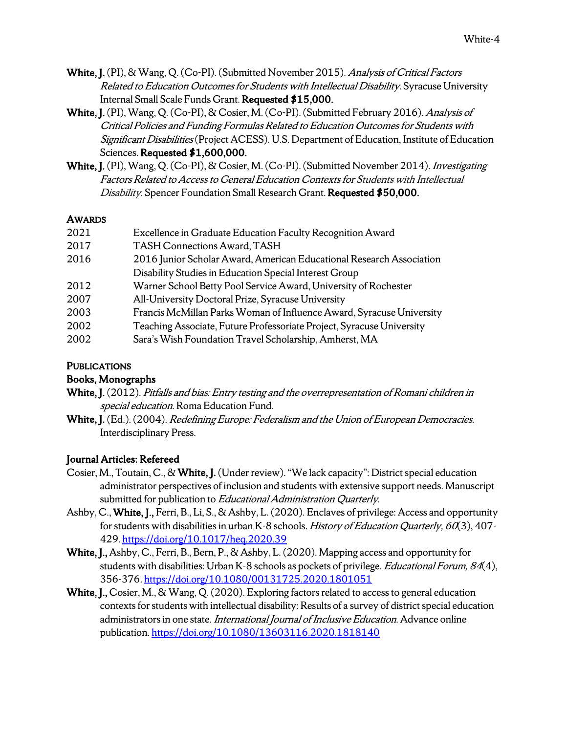**White, J.** (PI), & Wang, Q. (Co-PI). (Submitted November 2015). *Analysis of Critical Factors Related to Education Outcomes for Students with Intellectual Disability.* Syracuse University Internal Small Scale Funds Grant. **Requested $15,000.**

**White, J.** (PI), Wang, Q. (Co-PI), & Cosier, M. (Co-PI). (Submitted February 2016). *Analysis of Critical Policies and Funding Formulas Related to Education Outcomes for Students with Significant Disabilities* (Project ACESS). U.S. Department of Education, Institute of Education Sciences. **Requested $1,600,000.**

**White, J.** (PI), Wang, Q. (Co-PI), & Cosier, M. (Co-PI). (Submitted November 2014). *Investigating Factors Related to Access to General Education Contexts for Students with Intellectual Disability.* Spencer Foundation Small Research Grant. **Requested $50,000.**

## AWARDS

| | |
|---|---|
| 2021 | Excellence in Graduate Education Faculty Recognition Award |
| 2017 | TASH Connections Award, TASH |
| 2016 | 2016 Junior Scholar Award, American Educational Research Association Disability Studies in Education Special Interest Group |
| 2012 | Warner School Betty Pool Service Award, University of Rochester |
| 2007 | All-University Doctoral Prize, Syracuse University |
| 2003 | Francis McMillan Parks Woman of Influence Award, Syracuse University |
| 2002 | Teaching Associate, Future Professoriate Project, Syracuse University |
| 2002 | Sara's Wish Foundation Travel Scholarship, Amherst, MA |

## PUBLICATIONS

### Books, Monographs

**White, J.** (2012). *Pitfalls and bias: Entry testing and the overrepresentation of Romani children in special education.* Roma Education Fund.

**White, J.** (Ed.). (2004). *Redefining Europe: Federalism and the Union of European Democracies.* Interdisciplinary Press.

### Journal Articles: Refereed

Cosier, M., Toutain, C., & **White, J.** (Under review). "We lack capacity": District special education administrator perspectives of inclusion and students with extensive support needs. Manuscript submitted for publication to *Educational Administration Quarterly.*

Ashby, C., **White, J.,** Ferri, B., Li, S., & Ashby, L. (2020). Enclaves of privilege: Access and opportunity for students with disabilities in urban K-8 schools. *History of Education Quarterly, 60*(3), 407-429. https://doi.org/10.1017/heq.2020.39

**White, J.,** Ashby, C., Ferri, B., Bern, P., & Ashby, L. (2020). Mapping access and opportunity for students with disabilities: Urban K-8 schools as pockets of privilege. *Educational Forum, 84*(4), 356-376. https://doi.org/10.1080/00131725.2020.1801051

**White, J.,** Cosier, M., & Wang, Q. (2020). Exploring factors related to access to general education contexts for students with intellectual disability: Results of a survey of district special education administrators in one state. *International Journal of Inclusive Education.* Advance online publication. https://doi.org/10.1080/13603116.2020.1818140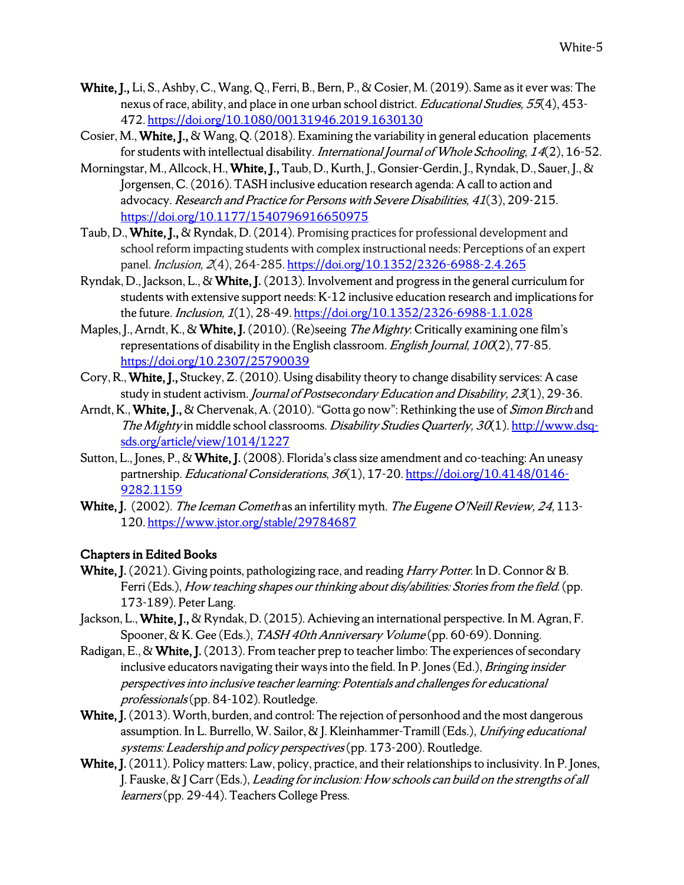**White, J.,** Li, S., Ashby, C., Wang, Q., Ferri, B., Bern, P., & Cosier, M. (2019). Same as it ever was: The nexus of race, ability, and place in one urban school district. *Educational Studies, 55*(4), 453-472. https://doi.org/10.1080/00131946.2019.1630130

Cosier, M., **White, J.,** & Wang, Q. (2018). Examining the variability in general education placements for students with intellectual disability. *International Journal of Whole Schooling*, *14*(2), 16-52.

Morningstar, M., Allcock, H., **White, J.,** Taub, D., Kurth, J., Gonsier-Gerdin, J., Ryndak, D., Sauer, J., & Jorgensen, C. (2016). TASH inclusive education research agenda: A call to action and advocacy. *Research and Practice for Persons with Severe Disabilities, 41*(3), 209-215. https://doi.org/10.1177/1540796916650975

Taub, D., **White, J.,** & Ryndak, D. (2014). Promising practices for professional development and school reform impacting students with complex instructional needs: Perceptions of an expert panel. *Inclusion, 2*(4), 264-285. https://doi.org/10.1352/2326-6988-2.4.265

Ryndak, D., Jackson, L., & **White, J.** (2013). Involvement and progress in the general curriculum for students with extensive support needs: K-12 inclusive education research and implications for the future. *Inclusion, 1*(1), 28-49. https://doi.org/10.1352/2326-6988-1.1.028

Maples, J., Arndt, K., & **White, J.** (2010). (Re)seeing *The Mighty*: Critically examining one film's representations of disability in the English classroom. *English Journal, 100*(2), 77-85. https://doi.org/10.2307/25790039

Cory, R., **White, J.,** Stuckey, Z. (2010). Using disability theory to change disability services: A case study in student activism. *Journal of Postsecondary Education and Disability, 23*(1), 29-36.

Arndt, K., **White, J.,** & Chervenak, A. (2010). "Gotta go now": Rethinking the use of *Simon Birch* and *The Mighty* in middle school classrooms. *Disability Studies Quarterly, 30*(1). http://www.dsq-sds.org/article/view/1014/1227

Sutton, L., Jones, P., & **White, J.** (2008). Florida's class size amendment and co-teaching: An uneasy partnership. *Educational Considerations*, *36*(1), 17-20. https://doi.org/10.4148/0146-9282.1159

**White, J.** (2002). *The Iceman Cometh* as an infertility myth. *The Eugene O'Neill Review, 24,* 113-120. https://www.jstor.org/stable/29784687

## Chapters in Edited Books

**White, J.** (2021). Giving points, pathologizing race, and reading *Harry Potter*. In D. Connor & B. Ferri (Eds.), *How teaching shapes our thinking about dis/abilities: Stories from the field.* (pp. 173-189). Peter Lang.

Jackson, L., **White, J.,** & Ryndak, D. (2015). Achieving an international perspective. In M. Agran, F. Spooner, & K. Gee (Eds.), *TASH 40th Anniversary Volume* (pp. 60-69). Donning.

Radigan, E., & **White, J.** (2013). From teacher prep to teacher limbo: The experiences of secondary inclusive educators navigating their ways into the field. In P. Jones (Ed.), *Bringing insider perspectives into inclusive teacher learning: Potentials and challenges for educational professionals* (pp. 84-102). Routledge.

**White, J.** (2013). Worth, burden, and control: The rejection of personhood and the most dangerous assumption. In L. Burrello, W. Sailor, & J. Kleinhammer-Tramill (Eds.), *Unifying educational systems: Leadership and policy perspectives* (pp. 173-200). Routledge.

**White, J.** (2011). Policy matters: Law, policy, practice, and their relationships to inclusivity. In P. Jones, J. Fauske, & J Carr (Eds.), *Leading for inclusion: How schools can build on the strengths of all learners* (pp. 29-44). Teachers College Press.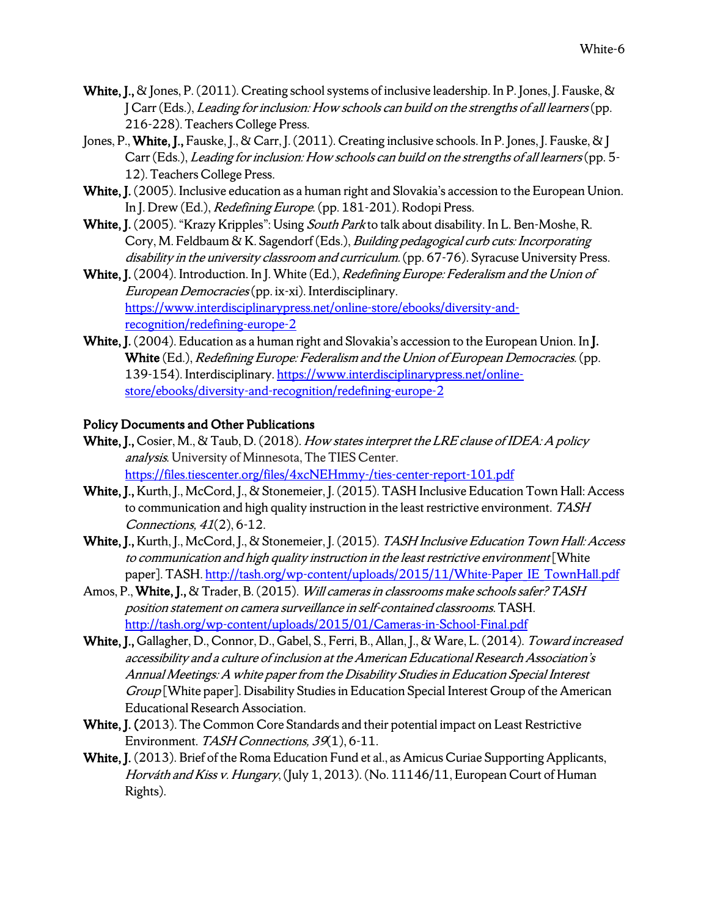**White, J.,** & Jones, P. (2011). Creating school systems of inclusive leadership. In P. Jones, J. Fauske, & J Carr (Eds.), *Leading for inclusion: How schools can build on the strengths of all learners* (pp. 216-228). Teachers College Press.

Jones, P., **White, J.,** Fauske, J., & Carr, J. (2011). Creating inclusive schools. In P. Jones, J. Fauske, & J Carr (Eds.), *Leading for inclusion: How schools can build on the strengths of all learners* (pp. 5-12). Teachers College Press.

**White, J.** (2005). Inclusive education as a human right and Slovakia's accession to the European Union. In J. Drew (Ed.), *Redefining Europe*. (pp. 181-201). Rodopi Press.

**White, J.** (2005). "Krazy Kripples": Using *South Park* to talk about disability. In L. Ben-Moshe, R. Cory, M. Feldbaum & K. Sagendorf (Eds.), *Building pedagogical curb cuts: Incorporating disability in the university classroom and curriculum*. (pp. 67-76). Syracuse University Press.

**White, J.** (2004). Introduction. In J. White (Ed.), *Redefining Europe: Federalism and the Union of European Democracies* (pp. ix-xi). Interdisciplinary. https://www.interdisciplinarypress.net/online-store/ebooks/diversity-and-recognition/redefining-europe-2

**White, J.** (2004). Education as a human right and Slovakia's accession to the European Union. In **J. White** (Ed.), *Redefining Europe: Federalism and the Union of European Democracies*. (pp. 139-154). Interdisciplinary. https://www.interdisciplinarypress.net/online-store/ebooks/diversity-and-recognition/redefining-europe-2

### Policy Documents and Other Publications

**White, J.,** Cosier, M., & Taub, D. (2018). *How states interpret the LRE clause of IDEA: A policy analysis*. University of Minnesota, The TIES Center. https://files.tiescenter.org/files/4xcNEHmmy-/ties-center-report-101.pdf

**White, J.,** Kurth, J., McCord, J., & Stonemeier, J. (2015). TASH Inclusive Education Town Hall: Access to communication and high quality instruction in the least restrictive environment. *TASH Connections, 41*(2), 6-12.

**White, J.,** Kurth, J., McCord, J., & Stonemeier, J. (2015). *TASH Inclusive Education Town Hall: Access to communication and high quality instruction in the least restrictive environment* [White paper]. TASH. http://tash.org/wp-content/uploads/2015/11/White-Paper_IE_TownHall.pdf

Amos, P., **White, J.,** & Trader, B. (2015). *Will cameras in classrooms make schools safer? TASH position statement on camera surveillance in self-contained classrooms*. TASH. http://tash.org/wp-content/uploads/2015/01/Cameras-in-School-Final.pdf

**White, J.,** Gallagher, D., Connor, D., Gabel, S., Ferri, B., Allan, J., & Ware, L. (2014). *Toward increased accessibility and a culture of inclusion at the American Educational Research Association's Annual Meetings: A white paper from the Disability Studies in Education Special Interest Group* [White paper]. Disability Studies in Education Special Interest Group of the American Educational Research Association.

**White, J.** (2013). The Common Core Standards and their potential impact on Least Restrictive Environment. *TASH Connections, 39*(1), 6-11.

**White, J.** (2013). Brief of the Roma Education Fund et al., as Amicus Curiae Supporting Applicants, *Horváth and Kiss v. Hungary*, (July 1, 2013). (No. 11146/11, European Court of Human Rights).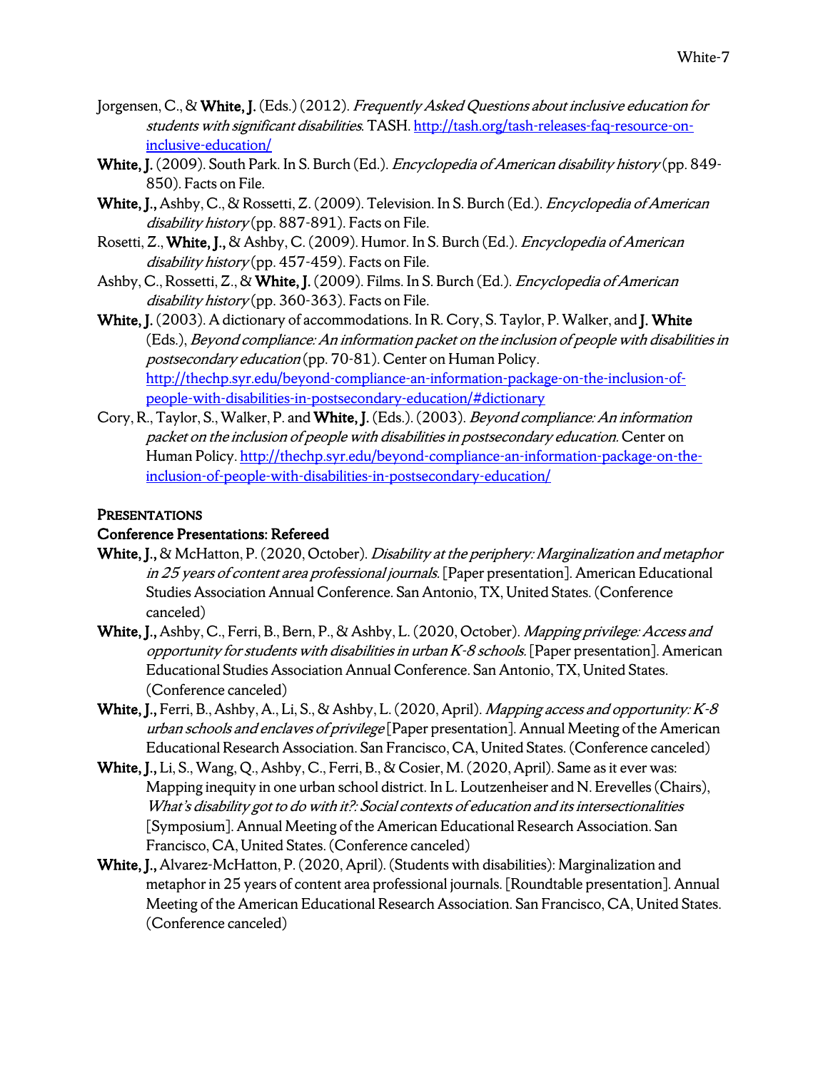Jorgensen, C., & **White, J.** (Eds.) (2012). *Frequently Asked Questions about inclusive education for students with significant disabilities*. TASH. http://tash.org/tash-releases-faq-resource-on-inclusive-education/

**White, J.** (2009). South Park. In S. Burch (Ed.). *Encyclopedia of American disability history* (pp. 849-850). Facts on File.

**White, J.,** Ashby, C., & Rossetti, Z. (2009). Television. In S. Burch (Ed.). *Encyclopedia of American disability history* (pp. 887-891). Facts on File.

Rosetti, Z., **White, J.,** & Ashby, C. (2009). Humor. In S. Burch (Ed.). *Encyclopedia of American disability history* (pp. 457-459). Facts on File.

Ashby, C., Rossetti, Z., & **White, J.** (2009). Films. In S. Burch (Ed.). *Encyclopedia of American disability history* (pp. 360-363). Facts on File.

**White, J.** (2003). A dictionary of accommodations. In R. Cory, S. Taylor, P. Walker, and **J. White** (Eds.), *Beyond compliance: An information packet on the inclusion of people with disabilities in postsecondary education* (pp. 70-81). Center on Human Policy. http://thechp.syr.edu/beyond-compliance-an-information-package-on-the-inclusion-of-people-with-disabilities-in-postsecondary-education/#dictionary

Cory, R., Taylor, S., Walker, P. and **White, J.** (Eds.). (2003). *Beyond compliance: An information packet on the inclusion of people with disabilities in postsecondary education.* Center on Human Policy. http://thechp.syr.edu/beyond-compliance-an-information-package-on-the-inclusion-of-people-with-disabilities-in-postsecondary-education/

## Presentations

### Conference Presentations: Refereed

**White, J.,** & McHatton, P. (2020, October). *Disability at the periphery: Marginalization and metaphor in 25 years of content area professional journals.* [Paper presentation]. American Educational Studies Association Annual Conference. San Antonio, TX, United States. (Conference canceled)

**White, J.,** Ashby, C., Ferri, B., Bern, P., & Ashby, L. (2020, October). *Mapping privilege: Access and opportunity for students with disabilities in urban K-8 schools.* [Paper presentation]. American Educational Studies Association Annual Conference. San Antonio, TX, United States. (Conference canceled)

**White, J.,** Ferri, B., Ashby, A., Li, S., & Ashby, L. (2020, April). *Mapping access and opportunity: K-8 urban schools and enclaves of privilege* [Paper presentation]. Annual Meeting of the American Educational Research Association. San Francisco, CA, United States. (Conference canceled)

**White, J.,** Li, S., Wang, Q., Ashby, C., Ferri, B., & Cosier, M. (2020, April). Same as it ever was: Mapping inequity in one urban school district. In L. Loutzenheiser and N. Erevelles (Chairs), *What's disability got to do with it?: Social contexts of education and its intersectionalities* [Symposium]. Annual Meeting of the American Educational Research Association. San Francisco, CA, United States. (Conference canceled)

**White, J.,** Alvarez-McHatton, P. (2020, April). (Students with disabilities): Marginalization and metaphor in 25 years of content area professional journals. [Roundtable presentation]. Annual Meeting of the American Educational Research Association. San Francisco, CA, United States. (Conference canceled)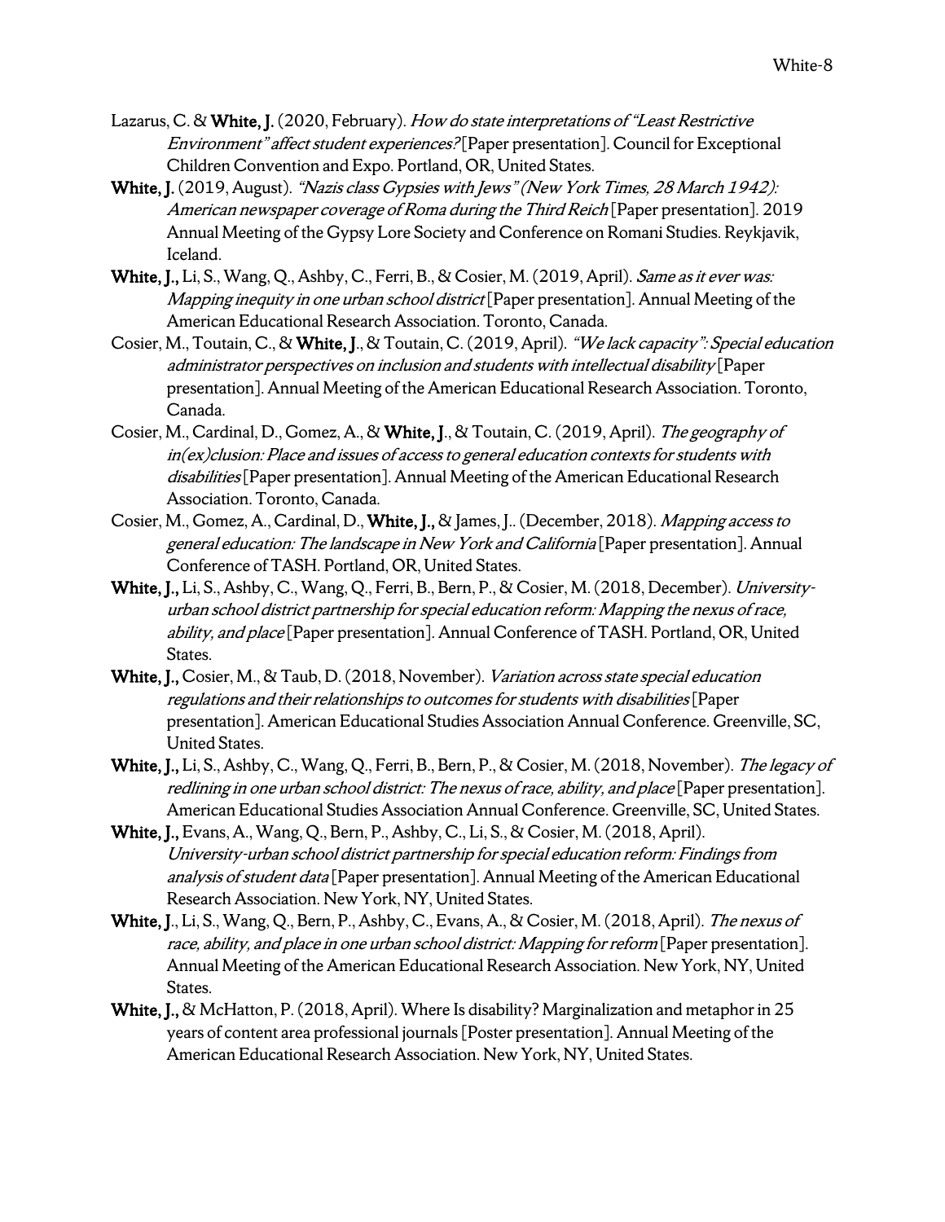Lazarus, C. & **White, J.** (2020, February). *How do state interpretations of "Least Restrictive Environment" affect student experiences?* [Paper presentation]. Council for Exceptional Children Convention and Expo. Portland, OR, United States.

**White, J.** (2019, August). *"Nazis class Gypsies with Jews" (New York Times, 28 March 1942): American newspaper coverage of Roma during the Third Reich* [Paper presentation]. 2019 Annual Meeting of the Gypsy Lore Society and Conference on Romani Studies. Reykjavik, Iceland.

**White, J.,** Li, S., Wang, Q., Ashby, C., Ferri, B., & Cosier, M. (2019, April). *Same as it ever was: Mapping inequity in one urban school district* [Paper presentation]. Annual Meeting of the American Educational Research Association. Toronto, Canada.

Cosier, M., Toutain, C., & **White, J**., & Toutain, C. (2019, April). *"We lack capacity": Special education administrator perspectives on inclusion and students with intellectual disability* [Paper presentation]. Annual Meeting of the American Educational Research Association. Toronto, Canada.

Cosier, M., Cardinal, D., Gomez, A., & **White, J**., & Toutain, C. (2019, April). *The geography of in(ex)clusion: Place and issues of access to general education contexts for students with disabilities* [Paper presentation]. Annual Meeting of the American Educational Research Association. Toronto, Canada.

Cosier, M., Gomez, A., Cardinal, D., **White, J.,** & James, J.. (December, 2018). *Mapping access to general education: The landscape in New York and California* [Paper presentation]. Annual Conference of TASH. Portland, OR, United States.

**White, J.,** Li, S., Ashby, C., Wang, Q., Ferri, B., Bern, P., & Cosier, M. (2018, December). *University-urban school district partnership for special education reform: Mapping the nexus of race, ability, and place* [Paper presentation]. Annual Conference of TASH. Portland, OR, United States.

**White, J.,** Cosier, M., & Taub, D. (2018, November). *Variation across state special education regulations and their relationships to outcomes for students with disabilities* [Paper presentation]. American Educational Studies Association Annual Conference. Greenville, SC, United States.

**White, J.,** Li, S., Ashby, C., Wang, Q., Ferri, B., Bern, P., & Cosier, M. (2018, November). *The legacy of redlining in one urban school district: The nexus of race, ability, and place* [Paper presentation]. American Educational Studies Association Annual Conference. Greenville, SC, United States.

**White, J.,** Evans, A., Wang, Q., Bern, P., Ashby, C., Li, S., & Cosier, M. (2018, April). *University-urban school district partnership for special education reform: Findings from analysis of student data* [Paper presentation]. Annual Meeting of the American Educational Research Association. New York, NY, United States.

**White, J**., Li, S., Wang, Q., Bern, P., Ashby, C., Evans, A., & Cosier, M. (2018, April). *The nexus of race, ability, and place in one urban school district: Mapping for reform* [Paper presentation]. Annual Meeting of the American Educational Research Association. New York, NY, United States.

**White, J.,** & McHatton, P. (2018, April). Where Is disability? Marginalization and metaphor in 25 years of content area professional journals [Poster presentation]. Annual Meeting of the American Educational Research Association. New York, NY, United States.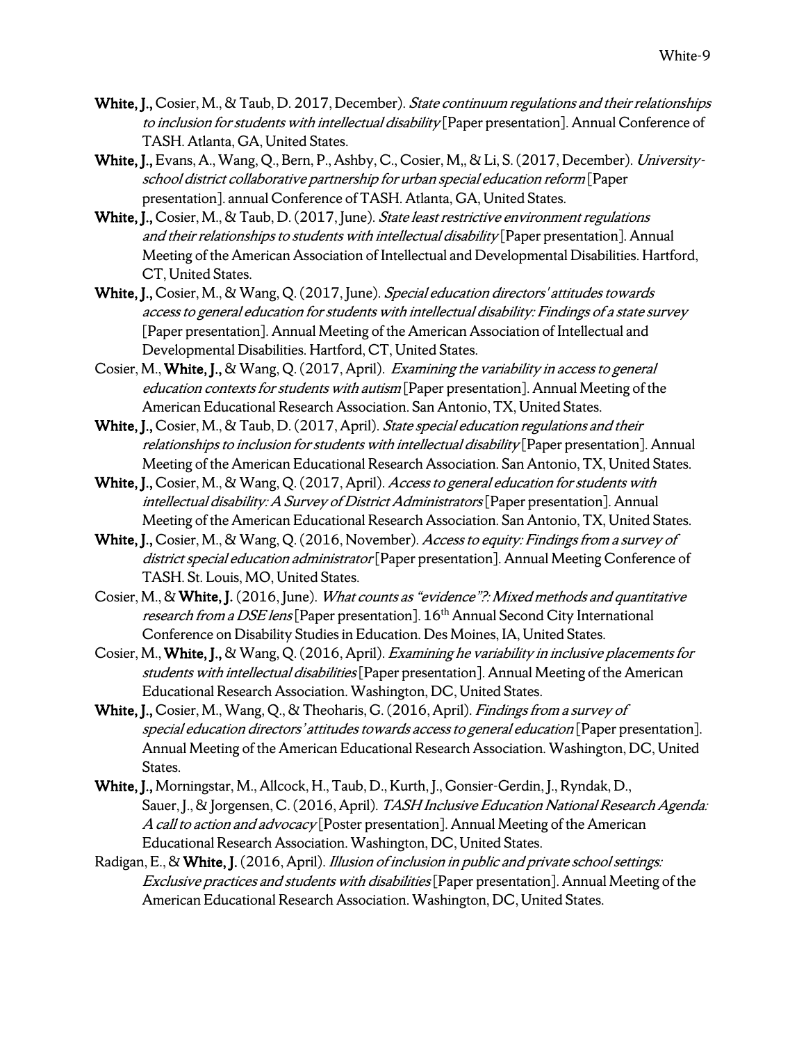**White, J.,** Cosier, M., & Taub, D. 2017, December). *State continuum regulations and their relationships to inclusion for students with intellectual disability* [Paper presentation]. Annual Conference of TASH. Atlanta, GA, United States.

**White, J.,** Evans, A., Wang, Q., Bern, P., Ashby, C., Cosier, M,, & Li, S. (2017, December). *University-school district collaborative partnership for urban special education reform* [Paper presentation]. annual Conference of TASH. Atlanta, GA, United States.

**White, J.,** Cosier, M., & Taub, D. (2017, June). *State least restrictive environment regulations and their relationships to students with intellectual disability* [Paper presentation]. Annual Meeting of the American Association of Intellectual and Developmental Disabilities. Hartford, CT, United States.

**White, J.,** Cosier, M., & Wang, Q. (2017, June). *Special education directors' attitudes towards access to general education for students with intellectual disability: Findings of a state survey* [Paper presentation]. Annual Meeting of the American Association of Intellectual and Developmental Disabilities. Hartford, CT, United States.

Cosier, M., **White, J.,** & Wang, Q. (2017, April). *Examining the variability in access to general education contexts for students with autism* [Paper presentation]. Annual Meeting of the American Educational Research Association. San Antonio, TX, United States.

**White, J.,** Cosier, M., & Taub, D. (2017, April). *State special education regulations and their relationships to inclusion for students with intellectual disability* [Paper presentation]. Annual Meeting of the American Educational Research Association. San Antonio, TX, United States.

**White, J.,** Cosier, M., & Wang, Q. (2017, April). *Access to general education for students with intellectual disability: A Survey of District Administrators* [Paper presentation]. Annual Meeting of the American Educational Research Association. San Antonio, TX, United States.

**White, J.,** Cosier, M., & Wang, Q. (2016, November). *Access to equity: Findings from a survey of district special education administrator* [Paper presentation]. Annual Meeting Conference of TASH. St. Louis, MO, United States.

Cosier, M., & **White, J.** (2016, June). *What counts as "evidence"?: Mixed methods and quantitative research from a DSE lens* [Paper presentation]. 16th Annual Second City International Conference on Disability Studies in Education. Des Moines, IA, United States.

Cosier, M., **White, J.,** & Wang, Q. (2016, April). *Examining he variability in inclusive placements for students with intellectual disabilities* [Paper presentation]. Annual Meeting of the American Educational Research Association. Washington, DC, United States.

**White, J.,** Cosier, M., Wang, Q., & Theoharis, G. (2016, April). *Findings from a survey of special education directors' attitudes towards access to general education* [Paper presentation]. Annual Meeting of the American Educational Research Association. Washington, DC, United States.

**White, J.,** Morningstar, M., Allcock, H., Taub, D., Kurth, J., Gonsier-Gerdin, J., Ryndak, D., Sauer, J., & Jorgensen, C. (2016, April). *TASH Inclusive Education National Research Agenda: A call to action and advocacy* [Poster presentation]. Annual Meeting of the American Educational Research Association. Washington, DC, United States.

Radigan, E., & **White, J.** (2016, April). *Illusion of inclusion in public and private school settings: Exclusive practices and students with disabilities* [Paper presentation]. Annual Meeting of the American Educational Research Association. Washington, DC, United States.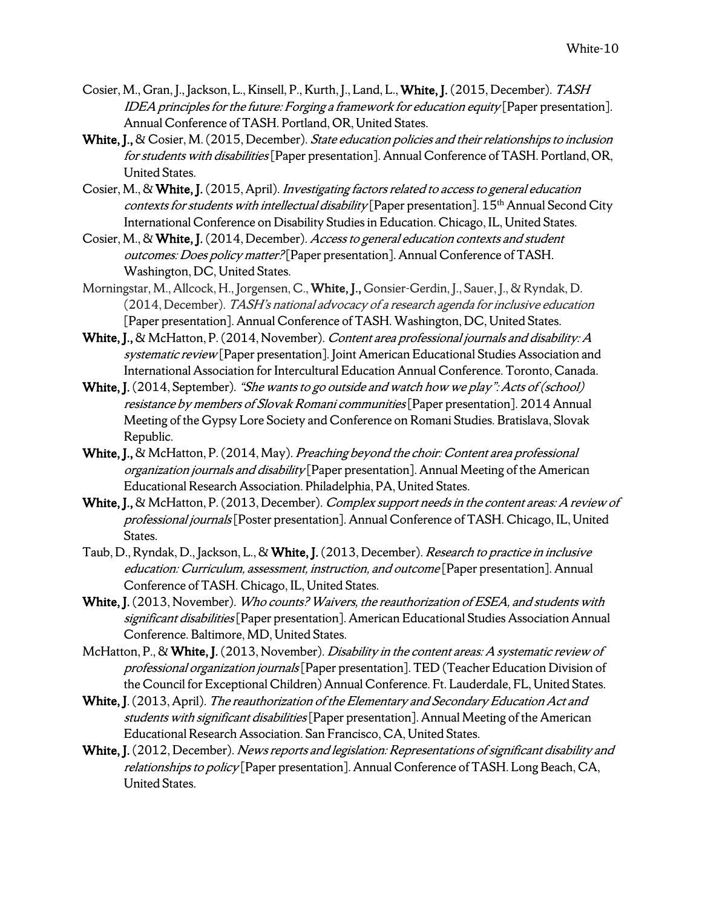Cosier, M., Gran, J., Jackson, L., Kinsell, P., Kurth, J., Land, L., **White, J.** (2015, December). *TASH IDEA principles for the future: Forging a framework for education equity* [Paper presentation]. Annual Conference of TASH. Portland, OR, United States.

**White, J.,** & Cosier, M. (2015, December). *State education policies and their relationships to inclusion for students with disabilities* [Paper presentation]. Annual Conference of TASH. Portland, OR, United States.

Cosier, M., & **White, J.** (2015, April). *Investigating factors related to access to general education contexts for students with intellectual disability* [Paper presentation]. 15th Annual Second City International Conference on Disability Studies in Education. Chicago, IL, United States.

Cosier, M., & **White, J.** (2014, December). *Access to general education contexts and student outcomes: Does policy matter?* [Paper presentation]. Annual Conference of TASH. Washington, DC, United States.

Morningstar, M., Allcock, H., Jorgensen, C., **White, J.,** Gonsier-Gerdin, J., Sauer, J., & Ryndak, D. (2014, December). *TASH's national advocacy of a research agenda for inclusive education* [Paper presentation]. Annual Conference of TASH. Washington, DC, United States.

**White, J.,** & McHatton, P. (2014, November). *Content area professional journals and disability: A systematic review* [Paper presentation]. Joint American Educational Studies Association and International Association for Intercultural Education Annual Conference. Toronto, Canada.

**White, J.** (2014, September). *"She wants to go outside and watch how we play": Acts of (school) resistance by members of Slovak Romani communities* [Paper presentation]. 2014 Annual Meeting of the Gypsy Lore Society and Conference on Romani Studies. Bratislava, Slovak Republic.

**White, J.,** & McHatton, P. (2014, May). *Preaching beyond the choir: Content area professional organization journals and disability* [Paper presentation]. Annual Meeting of the American Educational Research Association. Philadelphia, PA, United States.

**White, J.,** & McHatton, P. (2013, December). *Complex support needs in the content areas: A review of professional journals* [Poster presentation]. Annual Conference of TASH. Chicago, IL, United States.

Taub, D., Ryndak, D., Jackson, L., & **White, J.** (2013, December). *Research to practice in inclusive education: Curriculum, assessment, instruction, and outcome* [Paper presentation]. Annual Conference of TASH. Chicago, IL, United States.

**White, J.** (2013, November). *Who counts? Waivers, the reauthorization of ESEA, and students with significant disabilities* [Paper presentation]. American Educational Studies Association Annual Conference. Baltimore, MD, United States.

McHatton, P., & **White, J.** (2013, November). *Disability in the content areas: A systematic review of professional organization journals* [Paper presentation]. TED (Teacher Education Division of the Council for Exceptional Children) Annual Conference. Ft. Lauderdale, FL, United States.

**White, J**. (2013, April). *The reauthorization of the Elementary and Secondary Education Act and students with significant disabilities* [Paper presentation]. Annual Meeting of the American Educational Research Association. San Francisco, CA, United States.

**White, J.** (2012, December). *News reports and legislation: Representations of significant disability and relationships to policy* [Paper presentation]. Annual Conference of TASH. Long Beach, CA, United States.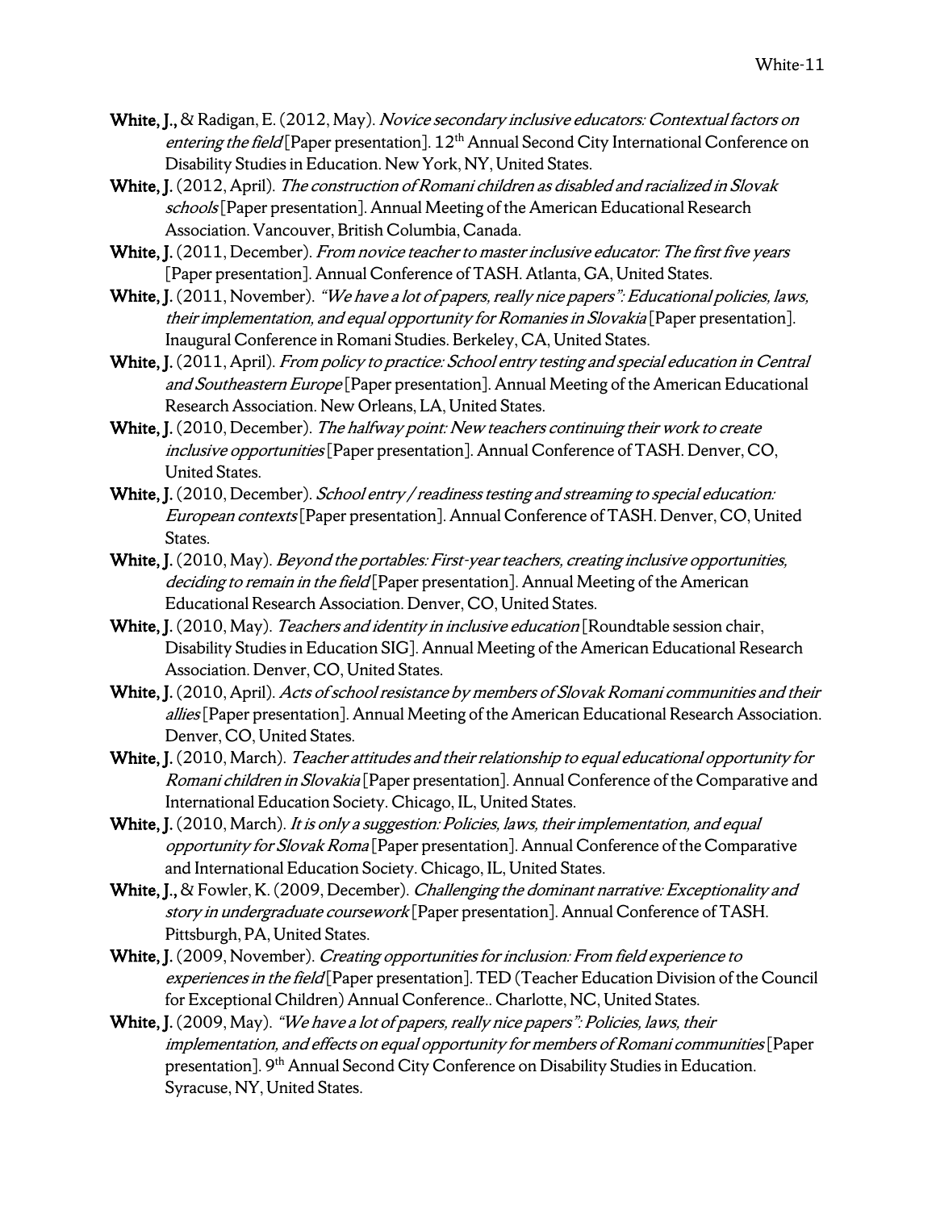**White, J.,** & Radigan, E. (2012, May). *Novice secondary inclusive educators: Contextual factors on entering the field* [Paper presentation]. 12th Annual Second City International Conference on Disability Studies in Education. New York, NY, United States.

**White, J.** (2012, April). *The construction of Romani children as disabled and racialized in Slovak schools* [Paper presentation]. Annual Meeting of the American Educational Research Association. Vancouver, British Columbia, Canada.

**White, J.** (2011, December). *From novice teacher to master inclusive educator: The first five years* [Paper presentation]. Annual Conference of TASH. Atlanta, GA, United States.

**White, J.** (2011, November). *"We have a lot of papers, really nice papers": Educational policies, laws, their implementation, and equal opportunity for Romanies in Slovakia* [Paper presentation]. Inaugural Conference in Romani Studies. Berkeley, CA, United States.

**White, J.** (2011, April). *From policy to practice: School entry testing and special education in Central and Southeastern Europe* [Paper presentation]. Annual Meeting of the American Educational Research Association. New Orleans, LA, United States.

**White, J.** (2010, December). *The halfway point: New teachers continuing their work to create inclusive opportunities* [Paper presentation]. Annual Conference of TASH. Denver, CO, United States.

**White, J.** (2010, December). *School entry / readiness testing and streaming to special education: European contexts* [Paper presentation]. Annual Conference of TASH. Denver, CO, United States.

**White, J.** (2010, May). *Beyond the portables: First-year teachers, creating inclusive opportunities, deciding to remain in the field* [Paper presentation]. Annual Meeting of the American Educational Research Association. Denver, CO, United States.

**White, J.** (2010, May). *Teachers and identity in inclusive education* [Roundtable session chair, Disability Studies in Education SIG]. Annual Meeting of the American Educational Research Association. Denver, CO, United States.

**White, J.** (2010, April). *Acts of school resistance by members of Slovak Romani communities and their allies* [Paper presentation]. Annual Meeting of the American Educational Research Association. Denver, CO, United States.

**White, J.** (2010, March). *Teacher attitudes and their relationship to equal educational opportunity for Romani children in Slovakia* [Paper presentation]. Annual Conference of the Comparative and International Education Society. Chicago, IL, United States.

**White, J.** (2010, March). *It is only a suggestion: Policies, laws, their implementation, and equal opportunity for Slovak Roma* [Paper presentation]. Annual Conference of the Comparative and International Education Society. Chicago, IL, United States.

**White, J.,** & Fowler, K. (2009, December). *Challenging the dominant narrative: Exceptionality and story in undergraduate coursework* [Paper presentation]. Annual Conference of TASH. Pittsburgh, PA, United States.

**White, J.** (2009, November). *Creating opportunities for inclusion: From field experience to experiences in the field* [Paper presentation]. TED (Teacher Education Division of the Council for Exceptional Children) Annual Conference.. Charlotte, NC, United States.

**White, J.** (2009, May). *"We have a lot of papers, really nice papers": Policies, laws, their implementation, and effects on equal opportunity for members of Romani communities* [Paper presentation]. 9th Annual Second City Conference on Disability Studies in Education. Syracuse, NY, United States.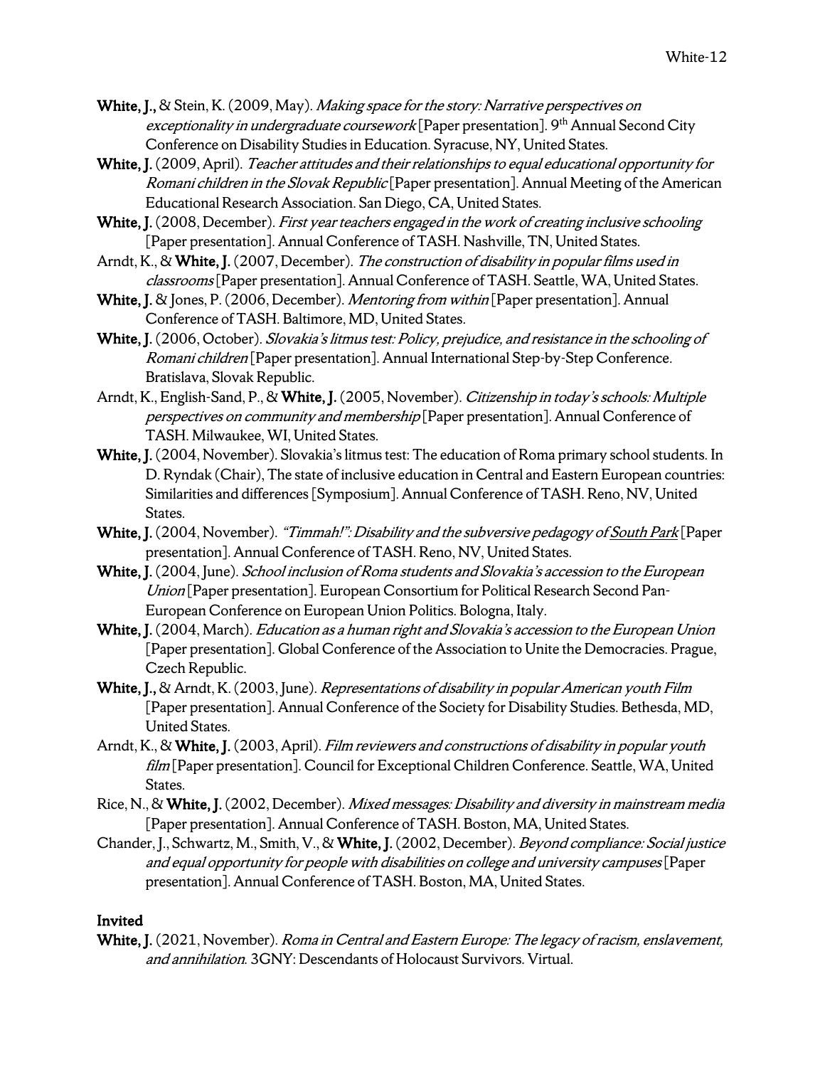**White, J.,** & Stein, K. (2009, May). *Making space for the story: Narrative perspectives on exceptionality in undergraduate coursework* [Paper presentation]. 9th Annual Second City Conference on Disability Studies in Education. Syracuse, NY, United States.

**White, J.** (2009, April). *Teacher attitudes and their relationships to equal educational opportunity for Romani children in the Slovak Republic* [Paper presentation]. Annual Meeting of the American Educational Research Association. San Diego, CA, United States.

**White, J.** (2008, December). *First year teachers engaged in the work of creating inclusive schooling* [Paper presentation]. Annual Conference of TASH. Nashville, TN, United States.

Arndt, K., & **White, J.** (2007, December). *The construction of disability in popular films used in classrooms* [Paper presentation]. Annual Conference of TASH. Seattle, WA, United States.

**White, J.** & Jones, P. (2006, December). *Mentoring from within* [Paper presentation]. Annual Conference of TASH. Baltimore, MD, United States.

**White, J.** (2006, October). *Slovakia's litmus test: Policy, prejudice, and resistance in the schooling of Romani children* [Paper presentation]. Annual International Step-by-Step Conference. Bratislava, Slovak Republic.

Arndt, K., English-Sand, P., & **White, J.** (2005, November). *Citizenship in today's schools: Multiple perspectives on community and membership* [Paper presentation]. Annual Conference of TASH. Milwaukee, WI, United States.

**White, J.** (2004, November). Slovakia's litmus test: The education of Roma primary school students. In D. Ryndak (Chair), The state of inclusive education in Central and Eastern European countries: Similarities and differences [Symposium]. Annual Conference of TASH. Reno, NV, United States.

**White, J.** (2004, November). *"Timmah!": Disability and the subversive pedagogy of South Park* [Paper presentation]. Annual Conference of TASH. Reno, NV, United States.

**White, J.** (2004, June). *School inclusion of Roma students and Slovakia's accession to the European Union* [Paper presentation]. European Consortium for Political Research Second Pan-European Conference on European Union Politics. Bologna, Italy.

**White, J.** (2004, March). *Education as a human right and Slovakia's accession to the European Union* [Paper presentation]. Global Conference of the Association to Unite the Democracies. Prague, Czech Republic.

**White, J.,** & Arndt, K. (2003, June). *Representations of disability in popular American youth Film* [Paper presentation]. Annual Conference of the Society for Disability Studies. Bethesda, MD, United States.

Arndt, K., & **White, J.** (2003, April). *Film reviewers and constructions of disability in popular youth film* [Paper presentation]. Council for Exceptional Children Conference. Seattle, WA, United States.

Rice, N., & **White, J.** (2002, December). *Mixed messages: Disability and diversity in mainstream media* [Paper presentation]. Annual Conference of TASH. Boston, MA, United States.

Chander, J., Schwartz, M., Smith, V., & **White, J.** (2002, December). *Beyond compliance: Social justice and equal opportunity for people with disabilities on college and university campuses* [Paper presentation]. Annual Conference of TASH. Boston, MA, United States.

**Invited**

**White, J.** (2021, November). *Roma in Central and Eastern Europe: The legacy of racism, enslavement, and annihilation*. 3GNY: Descendants of Holocaust Survivors. Virtual.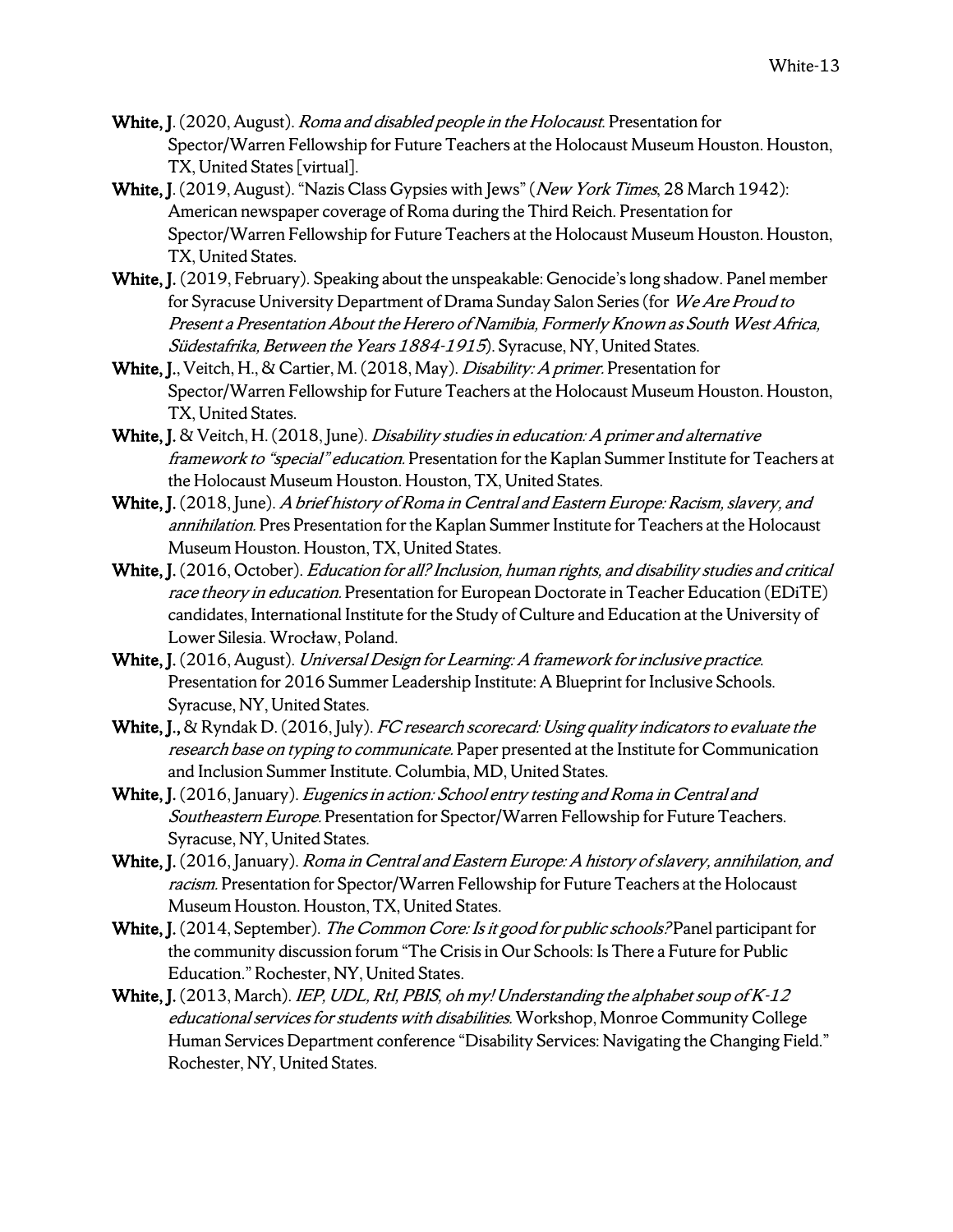**White, J**. (2020, August). *Roma and disabled people in the Holocaust*. Presentation for Spector/Warren Fellowship for Future Teachers at the Holocaust Museum Houston. Houston, TX, United States [virtual].

**White, J**. (2019, August). "Nazis Class Gypsies with Jews" (*New York Times*, 28 March 1942): American newspaper coverage of Roma during the Third Reich. Presentation for Spector/Warren Fellowship for Future Teachers at the Holocaust Museum Houston. Houston, TX, United States.

**White, J.** (2019, February). Speaking about the unspeakable: Genocide's long shadow. Panel member for Syracuse University Department of Drama Sunday Salon Series (for *We Are Proud to Present a Presentation About the Herero of Namibia, Formerly Known as South West Africa, Südestafrika, Between the Years 1884-1915*). Syracuse, NY, United States.

**White, J.**, Veitch, H., & Cartier, M. (2018, May). *Disability: A primer*. Presentation for Spector/Warren Fellowship for Future Teachers at the Holocaust Museum Houston. Houston, TX, United States.

**White, J.** & Veitch, H. (2018, June). *Disability studies in education: A primer and alternative framework to "special" education.* Presentation for the Kaplan Summer Institute for Teachers at the Holocaust Museum Houston. Houston, TX, United States.

**White, J.** (2018, June). *A brief history of Roma in Central and Eastern Europe: Racism, slavery, and annihilation.* Pres Presentation for the Kaplan Summer Institute for Teachers at the Holocaust Museum Houston. Houston, TX, United States.

**White, J.** (2016, October). *Education for all? Inclusion, human rights, and disability studies and critical race theory in education.* Presentation for European Doctorate in Teacher Education (EDiTE) candidates, International Institute for the Study of Culture and Education at the University of Lower Silesia. Wrocław, Poland.

**White, J.** (2016, August). *Universal Design for Learning: A framework for inclusive practice*. Presentation for 2016 Summer Leadership Institute: A Blueprint for Inclusive Schools. Syracuse, NY, United States.

**White, J.**, & Ryndak D. (2016, July). *FC research scorecard: Using quality indicators to evaluate the research base on typing to communicate.* Paper presented at the Institute for Communication and Inclusion Summer Institute. Columbia, MD, United States.

**White, J.** (2016, January). *Eugenics in action: School entry testing and Roma in Central and Southeastern Europe.* Presentation for Spector/Warren Fellowship for Future Teachers. Syracuse, NY, United States.

**White, J.** (2016, January). *Roma in Central and Eastern Europe: A history of slavery, annihilation, and racism.* Presentation for Spector/Warren Fellowship for Future Teachers at the Holocaust Museum Houston. Houston, TX, United States.

**White, J.** (2014, September). *The Common Core: Is it good for public schools?* Panel participant for the community discussion forum "The Crisis in Our Schools: Is There a Future for Public Education." Rochester, NY, United States.

**White, J.** (2013, March). *IEP, UDL, RtI, PBIS, oh my! Understanding the alphabet soup of K-12 educational services for students with disabilities.* Workshop, Monroe Community College Human Services Department conference "Disability Services: Navigating the Changing Field." Rochester, NY, United States.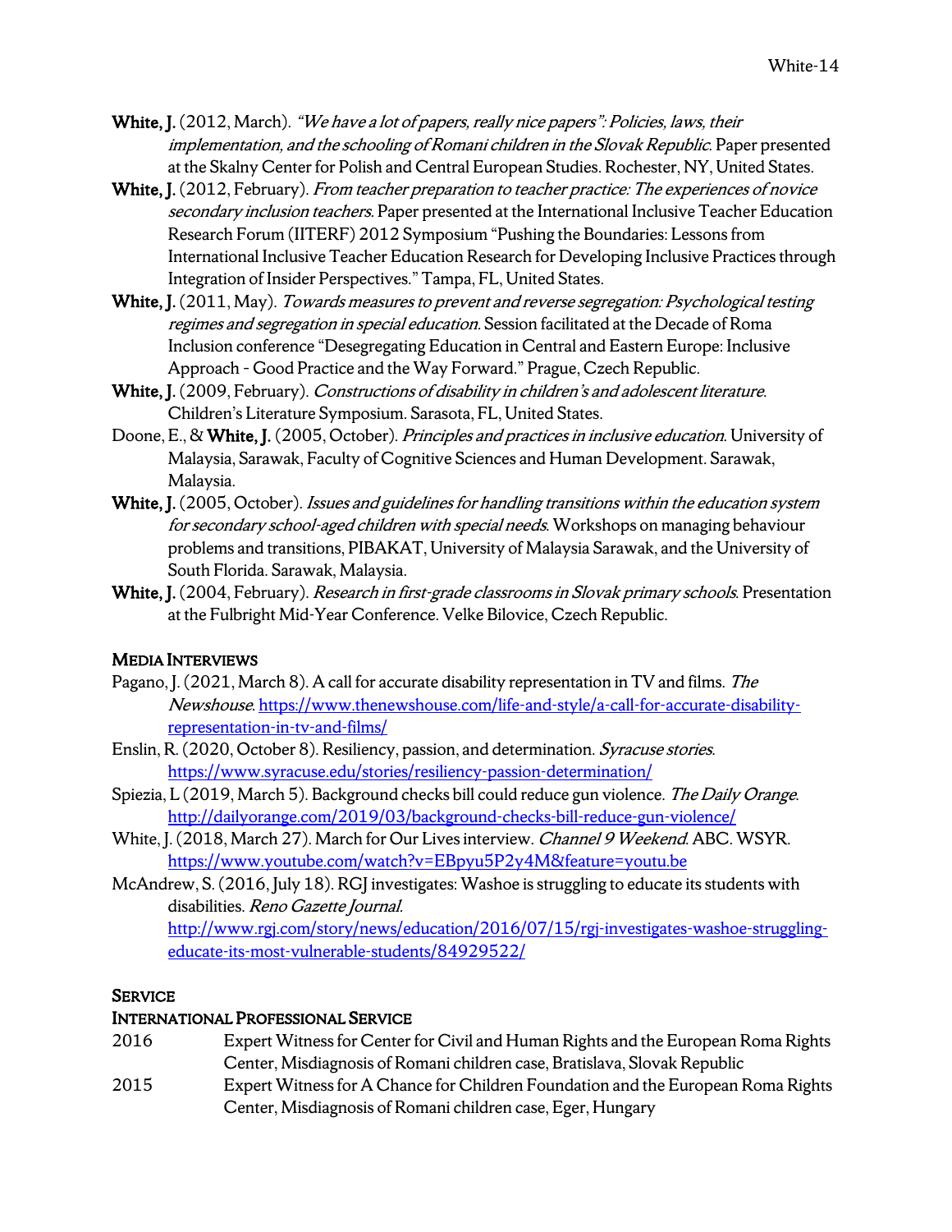**White, J.** (2012, March). *"We have a lot of papers, really nice papers": Policies, laws, their implementation, and the schooling of Romani children in the Slovak Republic*. Paper presented at the Skalny Center for Polish and Central European Studies. Rochester, NY, United States.

**White, J.** (2012, February). *From teacher preparation to teacher practice: The experiences of novice secondary inclusion teachers.* Paper presented at the International Inclusive Teacher Education Research Forum (IITERF) 2012 Symposium "Pushing the Boundaries: Lessons from International Inclusive Teacher Education Research for Developing Inclusive Practices through Integration of Insider Perspectives." Tampa, FL, United States.

**White, J.** (2011, May). *Towards measures to prevent and reverse segregation: Psychological testing regimes and segregation in special education.* Session facilitated at the Decade of Roma Inclusion conference "Desegregating Education in Central and Eastern Europe: Inclusive Approach - Good Practice and the Way Forward." Prague, Czech Republic.

**White, J.** (2009, February). *Constructions of disability in children's and adolescent literature*. Children's Literature Symposium. Sarasota, FL, United States.

Doone, E., & **White, J.** (2005, October). *Principles and practices in inclusive education.* University of Malaysia, Sarawak, Faculty of Cognitive Sciences and Human Development. Sarawak, Malaysia.

**White, J.** (2005, October). *Issues and guidelines for handling transitions within the education system for secondary school-aged children with special needs.* Workshops on managing behaviour problems and transitions, PIBAKAT, University of Malaysia Sarawak, and the University of South Florida. Sarawak, Malaysia.

**White, J.** (2004, February). *Research in first-grade classrooms in Slovak primary schools.* Presentation at the Fulbright Mid-Year Conference. Velke Bilovice, Czech Republic.

## Media Interviews

Pagano, J. (2021, March 8). A call for accurate disability representation in TV and films. *The Newshouse.* https://www.thenewshouse.com/life-and-style/a-call-for-accurate-disability-representation-in-tv-and-films/

Enslin, R. (2020, October 8). Resiliency, passion, and determination. *Syracuse stories.* https://www.syracuse.edu/stories/resiliency-passion-determination/

Spiezia, L (2019, March 5). Background checks bill could reduce gun violence. *The Daily Orange.* http://dailyorange.com/2019/03/background-checks-bill-reduce-gun-violence/

White, J. (2018, March 27). March for Our Lives interview. *Channel 9 Weekend.* ABC. WSYR. https://www.youtube.com/watch?v=EBpyu5P2y4M&feature=youtu.be

McAndrew, S. (2016, July 18). RGJ investigates: Washoe is struggling to educate its students with disabilities. *Reno Gazette Journal.* http://www.rgj.com/story/news/education/2016/07/15/rgj-investigates-washoe-struggling-educate-its-most-vulnerable-students/84929522/

## Service

### International Professional Service

2016 Expert Witness for Center for Civil and Human Rights and the European Roma Rights Center, Misdiagnosis of Romani children case, Bratislava, Slovak Republic

2015 Expert Witness for A Chance for Children Foundation and the European Roma Rights Center, Misdiagnosis of Romani children case, Eger, Hungary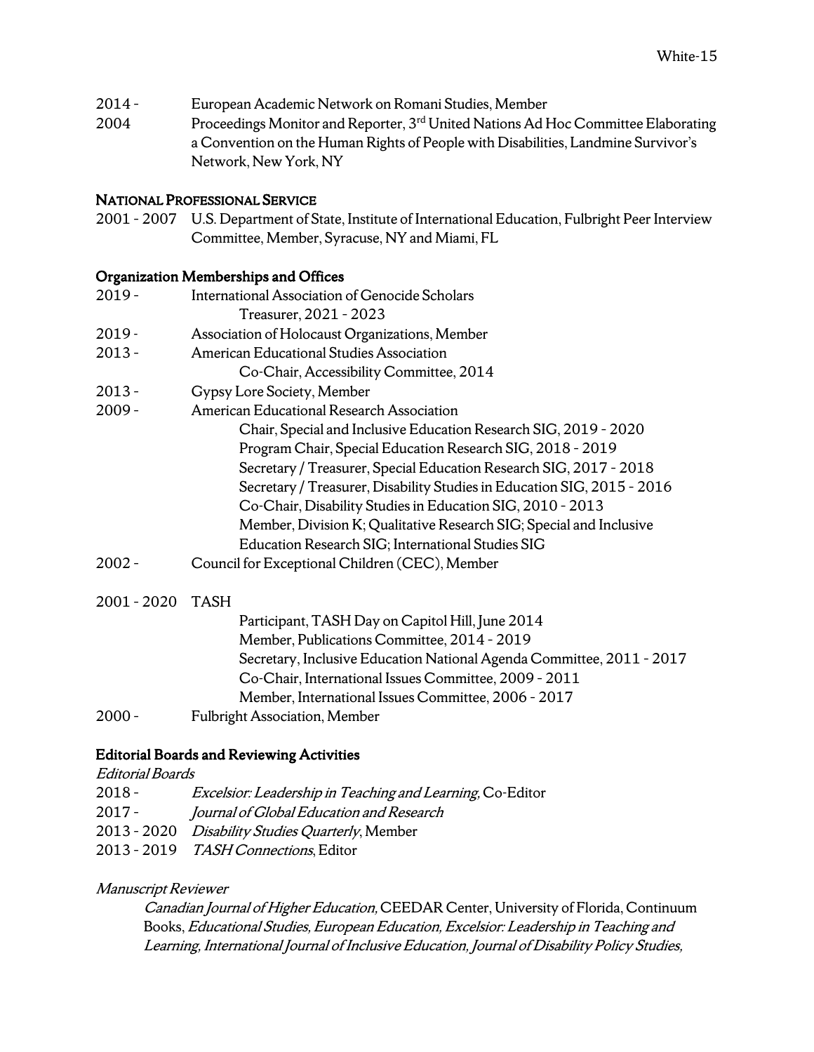2014 - European Academic Network on Romani Studies, Member

2004 Proceedings Monitor and Reporter, 3rd United Nations Ad Hoc Committee Elaborating a Convention on the Human Rights of People with Disabilities, Landmine Survivor's Network, New York, NY

## National Professional Service

2001 - 2007 U.S. Department of State, Institute of International Education, Fulbright Peer Interview Committee, Member, Syracuse, NY and Miami, FL

## Organization Memberships and Offices

2019 - International Association of Genocide Scholars
  - Treasurer, 2021 - 2023

2019 - Association of Holocaust Organizations, Member

2013 - American Educational Studies Association
  - Co-Chair, Accessibility Committee, 2014

2013 - Gypsy Lore Society, Member

2009 - American Educational Research Association
  - Chair, Special and Inclusive Education Research SIG, 2019 - 2020
  - Program Chair, Special Education Research SIG, 2018 - 2019
  - Secretary / Treasurer, Special Education Research SIG, 2017 - 2018
  - Secretary / Treasurer, Disability Studies in Education SIG, 2015 - 2016
  - Co-Chair, Disability Studies in Education SIG, 2010 - 2013
  - Member, Division K; Qualitative Research SIG; Special and Inclusive Education Research SIG; International Studies SIG

2002 - Council for Exceptional Children (CEC), Member

2001 - 2020 TASH
  - Participant, TASH Day on Capitol Hill, June 2014
  - Member, Publications Committee, 2014 - 2019
  - Secretary, Inclusive Education National Agenda Committee, 2011 - 2017
  - Co-Chair, International Issues Committee, 2009 - 2011
  - Member, International Issues Committee, 2006 - 2017

2000 - Fulbright Association, Member

## Editorial Boards and Reviewing Activities

*Editorial Boards*

2018 - *Excelsior: Leadership in Teaching and Learning,* Co-Editor

2017 - *Journal of Global Education and Research*

2013 - 2020 *Disability Studies Quarterly*, Member

2013 - 2019 *TASH Connections*, Editor

*Manuscript Reviewer*

*Canadian Journal of Higher Education,* CEEDAR Center, University of Florida, Continuum Books, *Educational Studies, European Education, Excelsior: Leadership in Teaching and Learning, International Journal of Inclusive Education, Journal of Disability Policy Studies,*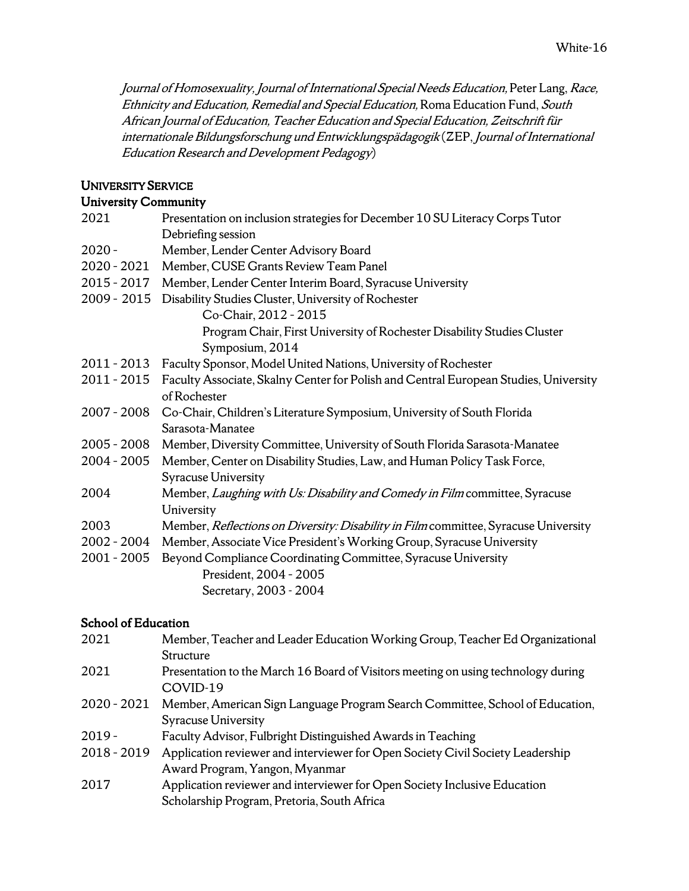*Journal of Homosexuality, Journal of International Special Needs Education,* Peter Lang, *Race, Ethnicity and Education, Remedial and Special Education,* Roma Education Fund, *South African Journal of Education, Teacher Education and Special Education, Zeitschrift für internationale Bildungsforschung und Entwicklungspädagogik* (ZEP, *Journal of International Education Research and Development Pedagogy*)

## UNIVERSITY SERVICE

### University Community

2021 Presentation on inclusion strategies for December 10 SU Literacy Corps Tutor Debriefing session

2020 - Member, Lender Center Advisory Board

2020 - 2021 Member, CUSE Grants Review Team Panel

2015 - 2017 Member, Lender Center Interim Board, Syracuse University

2009 - 2015 Disability Studies Cluster, University of Rochester
  Co-Chair, 2012 - 2015
  Program Chair, First University of Rochester Disability Studies Cluster Symposium, 2014

2011 - 2013 Faculty Sponsor, Model United Nations, University of Rochester

2011 - 2015 Faculty Associate, Skalny Center for Polish and Central European Studies, University of Rochester

2007 - 2008 Co-Chair, Children's Literature Symposium, University of South Florida Sarasota-Manatee

2005 - 2008 Member, Diversity Committee, University of South Florida Sarasota-Manatee

2004 - 2005 Member, Center on Disability Studies, Law, and Human Policy Task Force, Syracuse University

2004 Member, *Laughing with Us: Disability and Comedy in Film* committee, Syracuse University

2003 Member, *Reflections on Diversity: Disability in Film* committee, Syracuse University

2002 - 2004 Member, Associate Vice President's Working Group, Syracuse University

2001 - 2005 Beyond Compliance Coordinating Committee, Syracuse University
  President, 2004 - 2005
  Secretary, 2003 - 2004

### School of Education

2021 Member, Teacher and Leader Education Working Group, Teacher Ed Organizational Structure

2021 Presentation to the March 16 Board of Visitors meeting on using technology during COVID-19

2020 - 2021 Member, American Sign Language Program Search Committee, School of Education, Syracuse University

2019 - Faculty Advisor, Fulbright Distinguished Awards in Teaching

2018 - 2019 Application reviewer and interviewer for Open Society Civil Society Leadership Award Program, Yangon, Myanmar

2017 Application reviewer and interviewer for Open Society Inclusive Education Scholarship Program, Pretoria, South Africa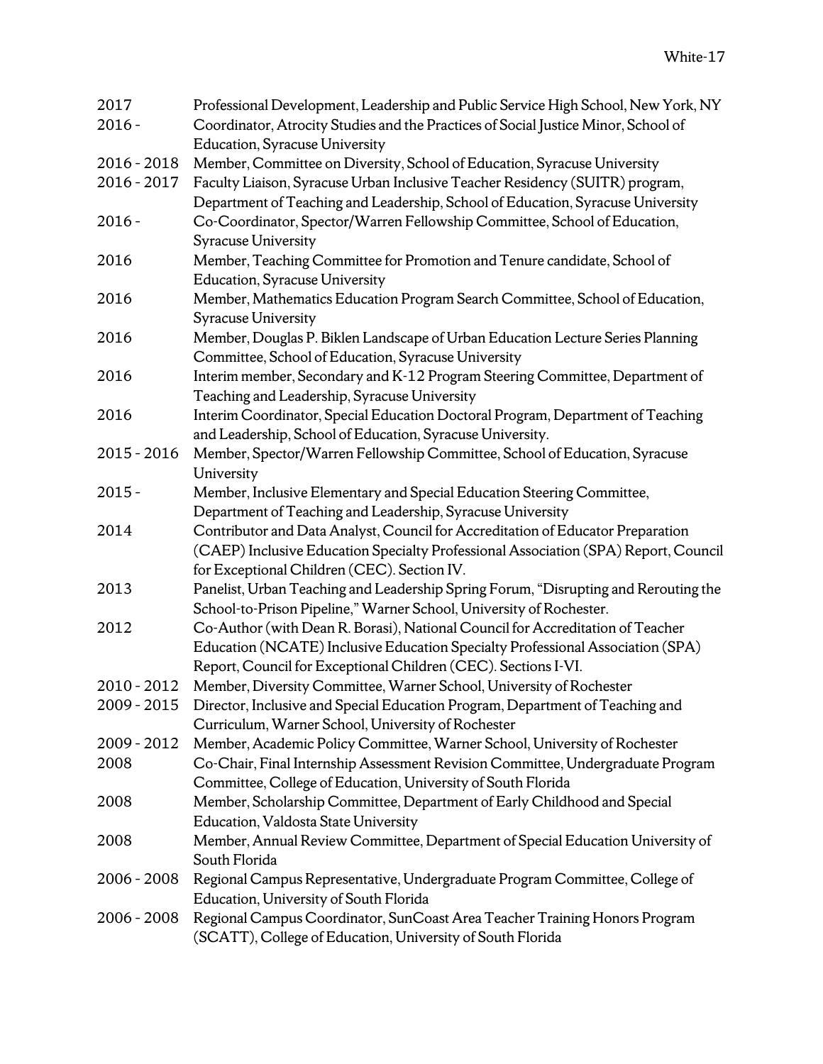2017 Professional Development, Leadership and Public Service High School, New York, NY

2016 - Coordinator, Atrocity Studies and the Practices of Social Justice Minor, School of Education, Syracuse University

2016 - 2018 Member, Committee on Diversity, School of Education, Syracuse University

2016 - 2017 Faculty Liaison, Syracuse Urban Inclusive Teacher Residency (SUITR) program, Department of Teaching and Leadership, School of Education, Syracuse University

2016 - Co-Coordinator, Spector/Warren Fellowship Committee, School of Education, Syracuse University

2016 Member, Teaching Committee for Promotion and Tenure candidate, School of Education, Syracuse University

2016 Member, Mathematics Education Program Search Committee, School of Education, Syracuse University

2016 Member, Douglas P. Biklen Landscape of Urban Education Lecture Series Planning Committee, School of Education, Syracuse University

2016 Interim member, Secondary and K-12 Program Steering Committee, Department of Teaching and Leadership, Syracuse University

2016 Interim Coordinator, Special Education Doctoral Program, Department of Teaching and Leadership, School of Education, Syracuse University.

2015 - 2016 Member, Spector/Warren Fellowship Committee, School of Education, Syracuse University

2015 - Member, Inclusive Elementary and Special Education Steering Committee, Department of Teaching and Leadership, Syracuse University

2014 Contributor and Data Analyst, Council for Accreditation of Educator Preparation (CAEP) Inclusive Education Specialty Professional Association (SPA) Report, Council for Exceptional Children (CEC). Section IV.

2013 Panelist, Urban Teaching and Leadership Spring Forum, "Disrupting and Rerouting the School-to-Prison Pipeline," Warner School, University of Rochester.

2012 Co-Author (with Dean R. Borasi), National Council for Accreditation of Teacher Education (NCATE) Inclusive Education Specialty Professional Association (SPA) Report, Council for Exceptional Children (CEC). Sections I-VI.

2010 - 2012 Member, Diversity Committee, Warner School, University of Rochester

2009 - 2015 Director, Inclusive and Special Education Program, Department of Teaching and Curriculum, Warner School, University of Rochester

2009 - 2012 Member, Academic Policy Committee, Warner School, University of Rochester

2008 Co-Chair, Final Internship Assessment Revision Committee, Undergraduate Program Committee, College of Education, University of South Florida

2008 Member, Scholarship Committee, Department of Early Childhood and Special Education, Valdosta State University

2008 Member, Annual Review Committee, Department of Special Education University of South Florida

2006 - 2008 Regional Campus Representative, Undergraduate Program Committee, College of Education, University of South Florida

2006 - 2008 Regional Campus Coordinator, SunCoast Area Teacher Training Honors Program (SCATT), College of Education, University of South Florida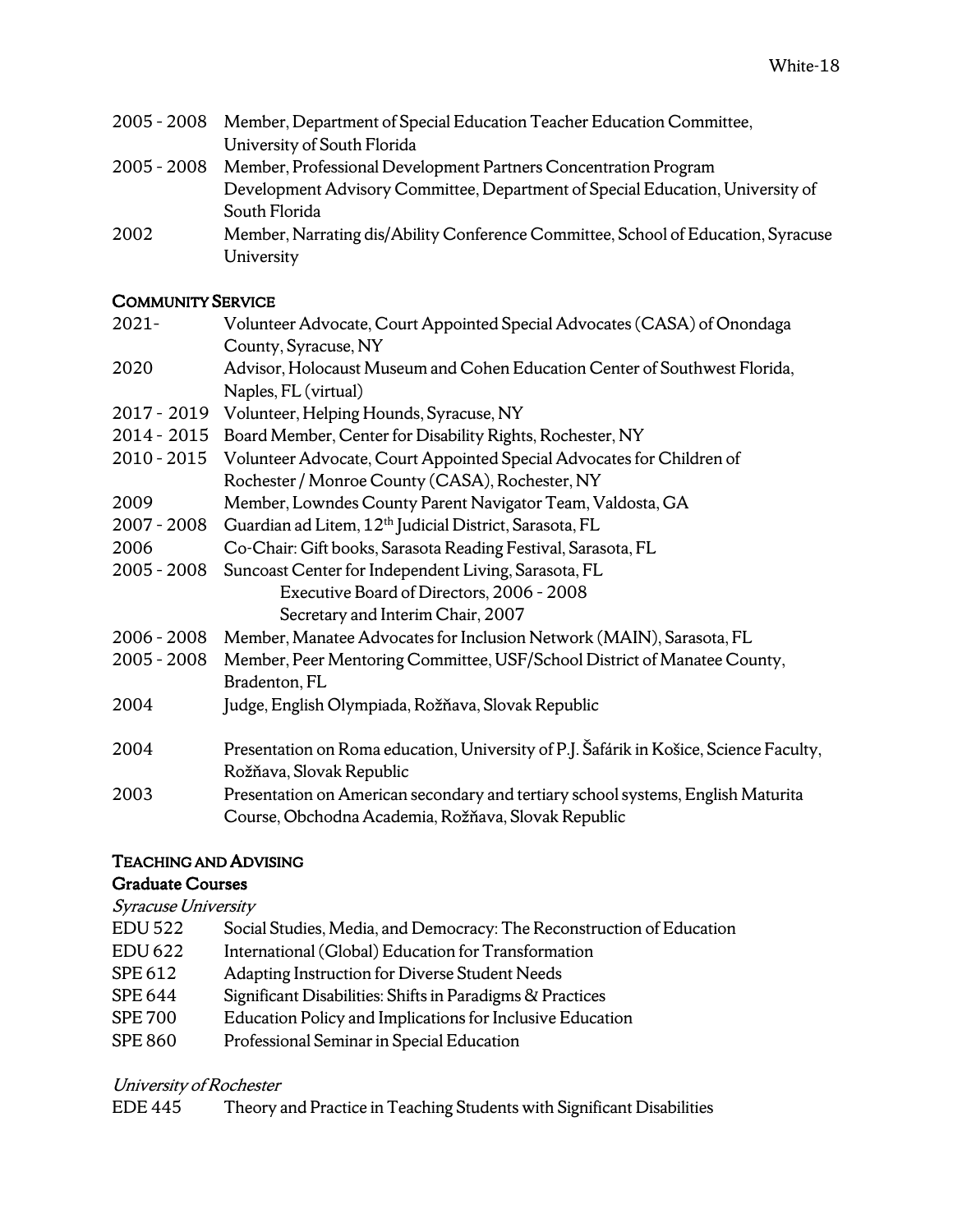2005 - 2008 Member, Department of Special Education Teacher Education Committee, University of South Florida

2005 - 2008 Member, Professional Development Partners Concentration Program Development Advisory Committee, Department of Special Education, University of South Florida

2002 Member, Narrating dis/Ability Conference Committee, School of Education, Syracuse University

## COMMUNITY SERVICE

2021- Volunteer Advocate, Court Appointed Special Advocates (CASA) of Onondaga County, Syracuse, NY

2020 Advisor, Holocaust Museum and Cohen Education Center of Southwest Florida, Naples, FL (virtual)

2017 - 2019 Volunteer, Helping Hounds, Syracuse, NY

2014 - 2015 Board Member, Center for Disability Rights, Rochester, NY

2010 - 2015 Volunteer Advocate, Court Appointed Special Advocates for Children of Rochester / Monroe County (CASA), Rochester, NY

2009 Member, Lowndes County Parent Navigator Team, Valdosta, GA

2007 - 2008 Guardian ad Litem, 12th Judicial District, Sarasota, FL

2006 Co-Chair: Gift books, Sarasota Reading Festival, Sarasota, FL

2005 - 2008 Suncoast Center for Independent Living, Sarasota, FL
  Executive Board of Directors, 2006 - 2008
  Secretary and Interim Chair, 2007

2006 - 2008 Member, Manatee Advocates for Inclusion Network (MAIN), Sarasota, FL

2005 - 2008 Member, Peer Mentoring Committee, USF/School District of Manatee County, Bradenton, FL

2004 Judge, English Olympiada, Rožňava, Slovak Republic

2004 Presentation on Roma education, University of P.J. Šafárik in Košice, Science Faculty, Rožňava, Slovak Republic

2003 Presentation on American secondary and tertiary school systems, English Maturita Course, Obchodna Academia, Rožňava, Slovak Republic

## TEACHING AND ADVISING

### Graduate Courses

*Syracuse University*

EDU 522 Social Studies, Media, and Democracy: The Reconstruction of Education

EDU 622 International (Global) Education for Transformation

SPE 612 Adapting Instruction for Diverse Student Needs

SPE 644 Significant Disabilities: Shifts in Paradigms & Practices

SPE 700 Education Policy and Implications for Inclusive Education

SPE 860 Professional Seminar in Special Education

*University of Rochester*

EDE 445 Theory and Practice in Teaching Students with Significant Disabilities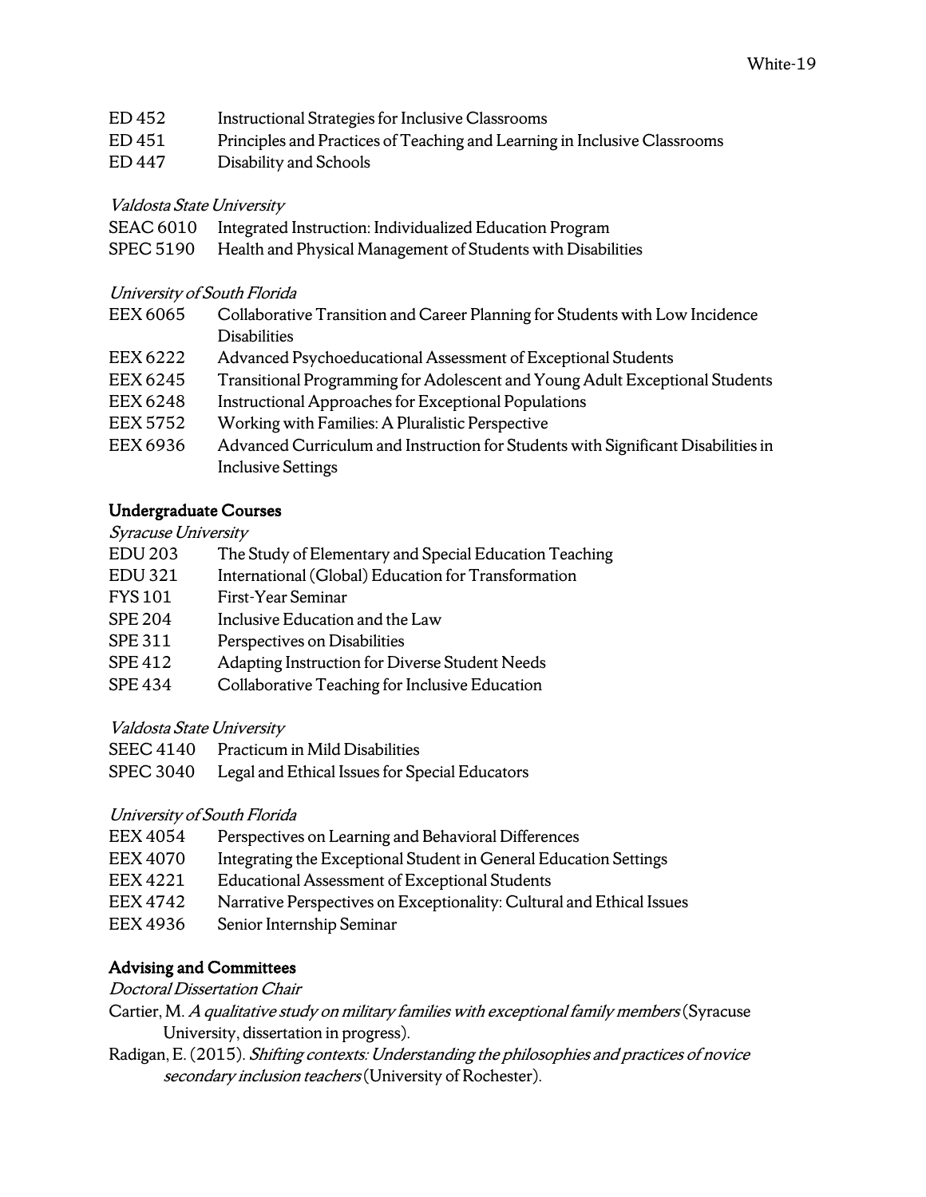ED 452 Instructional Strategies for Inclusive Classrooms
ED 451 Principles and Practices of Teaching and Learning in Inclusive Classrooms
ED 447 Disability and Schools

*Valdosta State University*

SEAC 6010 Integrated Instruction: Individualized Education Program
SPEC 5190 Health and Physical Management of Students with Disabilities

*University of South Florida*

EEX 6065 Collaborative Transition and Career Planning for Students with Low Incidence Disabilities
EEX 6222 Advanced Psychoeducational Assessment of Exceptional Students
EEX 6245 Transitional Programming for Adolescent and Young Adult Exceptional Students
EEX 6248 Instructional Approaches for Exceptional Populations
EEX 5752 Working with Families: A Pluralistic Perspective
EEX 6936 Advanced Curriculum and Instruction for Students with Significant Disabilities in Inclusive Settings

## Undergraduate Courses

*Syracuse University*

EDU 203 The Study of Elementary and Special Education Teaching
EDU 321 International (Global) Education for Transformation
FYS 101 First-Year Seminar
SPE 204 Inclusive Education and the Law
SPE 311 Perspectives on Disabilities
SPE 412 Adapting Instruction for Diverse Student Needs
SPE 434 Collaborative Teaching for Inclusive Education

*Valdosta State University*

SEEC 4140 Practicum in Mild Disabilities
SPEC 3040 Legal and Ethical Issues for Special Educators

*University of South Florida*

EEX 4054 Perspectives on Learning and Behavioral Differences
EEX 4070 Integrating the Exceptional Student in General Education Settings
EEX 4221 Educational Assessment of Exceptional Students
EEX 4742 Narrative Perspectives on Exceptionality: Cultural and Ethical Issues
EEX 4936 Senior Internship Seminar

## Advising and Committees

*Doctoral Dissertation Chair*

Cartier, M. *A qualitative study on military families with exceptional family members* (Syracuse University, dissertation in progress).

Radigan, E. (2015). *Shifting contexts: Understanding the philosophies and practices of novice secondary inclusion teachers* (University of Rochester).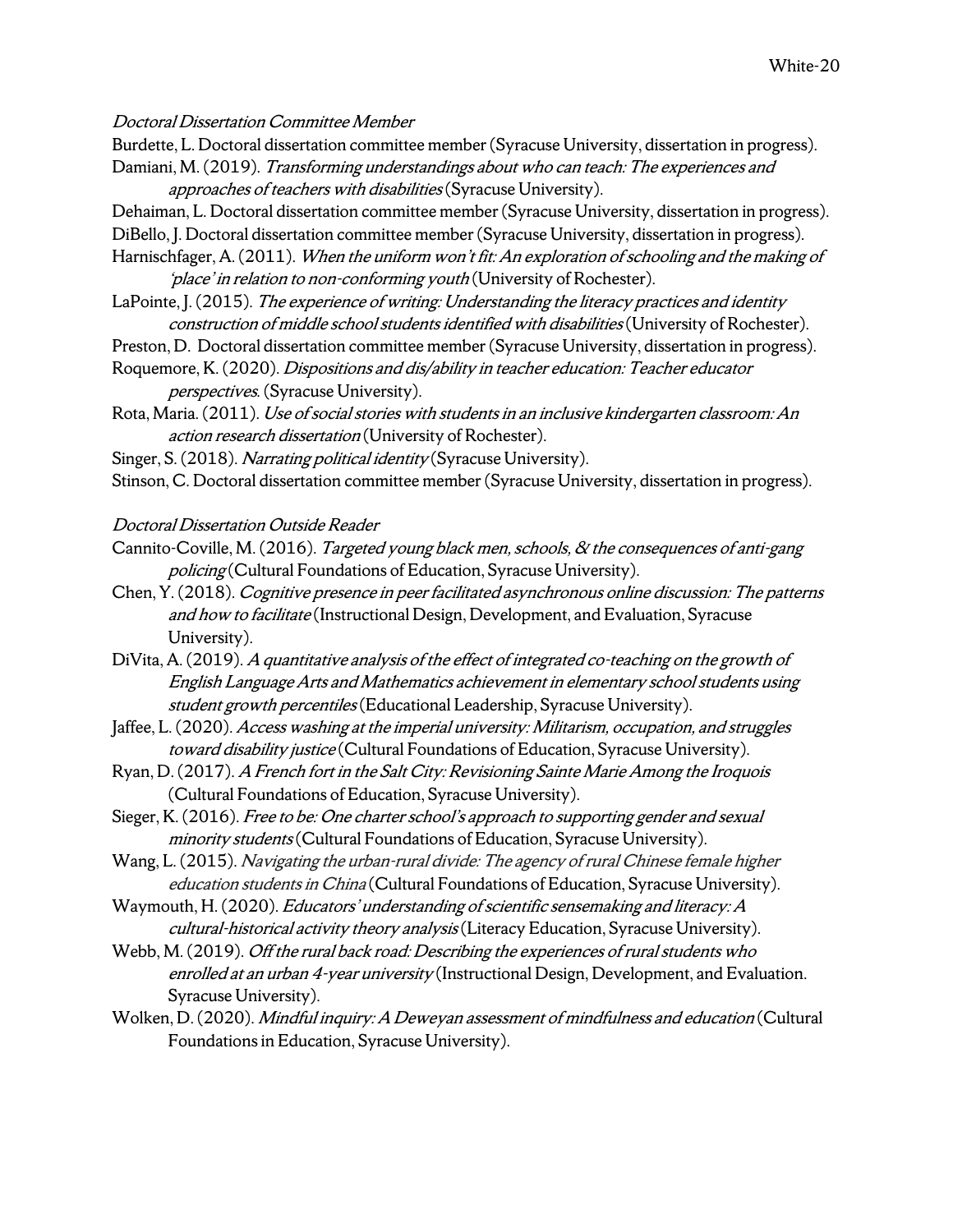*Doctoral Dissertation Committee Member*

Burdette, L. Doctoral dissertation committee member (Syracuse University, dissertation in progress).

Damiani, M. (2019). *Transforming understandings about who can teach: The experiences and approaches of teachers with disabilities* (Syracuse University).

Dehaiman, L. Doctoral dissertation committee member (Syracuse University, dissertation in progress).

DiBello, J. Doctoral dissertation committee member (Syracuse University, dissertation in progress).

Harnischfager, A. (2011). *When the uniform won't fit: An exploration of schooling and the making of 'place' in relation to non-conforming youth* (University of Rochester).

LaPointe, J. (2015). *The experience of writing: Understanding the literacy practices and identity construction of middle school students identified with disabilities* (University of Rochester).

Preston, D. Doctoral dissertation committee member (Syracuse University, dissertation in progress).

Roquemore, K. (2020). *Dispositions and dis/ability in teacher education: Teacher educator perspectives*. (Syracuse University).

Rota, Maria. (2011). *Use of social stories with students in an inclusive kindergarten classroom: An action research dissertation* (University of Rochester).

Singer, S. (2018). *Narrating political identity* (Syracuse University).

Stinson, C. Doctoral dissertation committee member (Syracuse University, dissertation in progress).

*Doctoral Dissertation Outside Reader*

Cannito-Coville, M. (2016). *Targeted young black men, schools, & the consequences of anti-gang policing* (Cultural Foundations of Education, Syracuse University).

Chen, Y. (2018). *Cognitive presence in peer facilitated asynchronous online discussion: The patterns and how to facilitate* (Instructional Design, Development, and Evaluation, Syracuse University).

DiVita, A. (2019). *A quantitative analysis of the effect of integrated co-teaching on the growth of English Language Arts and Mathematics achievement in elementary school students using student growth percentiles* (Educational Leadership, Syracuse University).

Jaffee, L. (2020). *Access washing at the imperial university: Militarism, occupation, and struggles toward disability justice* (Cultural Foundations of Education, Syracuse University).

Ryan, D. (2017). *A French fort in the Salt City: Revisioning Sainte Marie Among the Iroquois* (Cultural Foundations of Education, Syracuse University).

Sieger, K. (2016). *Free to be: One charter school's approach to supporting gender and sexual minority students* (Cultural Foundations of Education, Syracuse University).

Wang, L. (2015). *Navigating the urban-rural divide: The agency of rural Chinese female higher education students in China* (Cultural Foundations of Education, Syracuse University).

Waymouth, H. (2020). *Educators' understanding of scientific sensemaking and literacy: A cultural-historical activity theory analysis* (Literacy Education, Syracuse University).

Webb, M. (2019). *Off the rural back road: Describing the experiences of rural students who enrolled at an urban 4-year university* (Instructional Design, Development, and Evaluation. Syracuse University).

Wolken, D. (2020). *Mindful inquiry: A Deweyan assessment of mindfulness and education* (Cultural Foundations in Education, Syracuse University).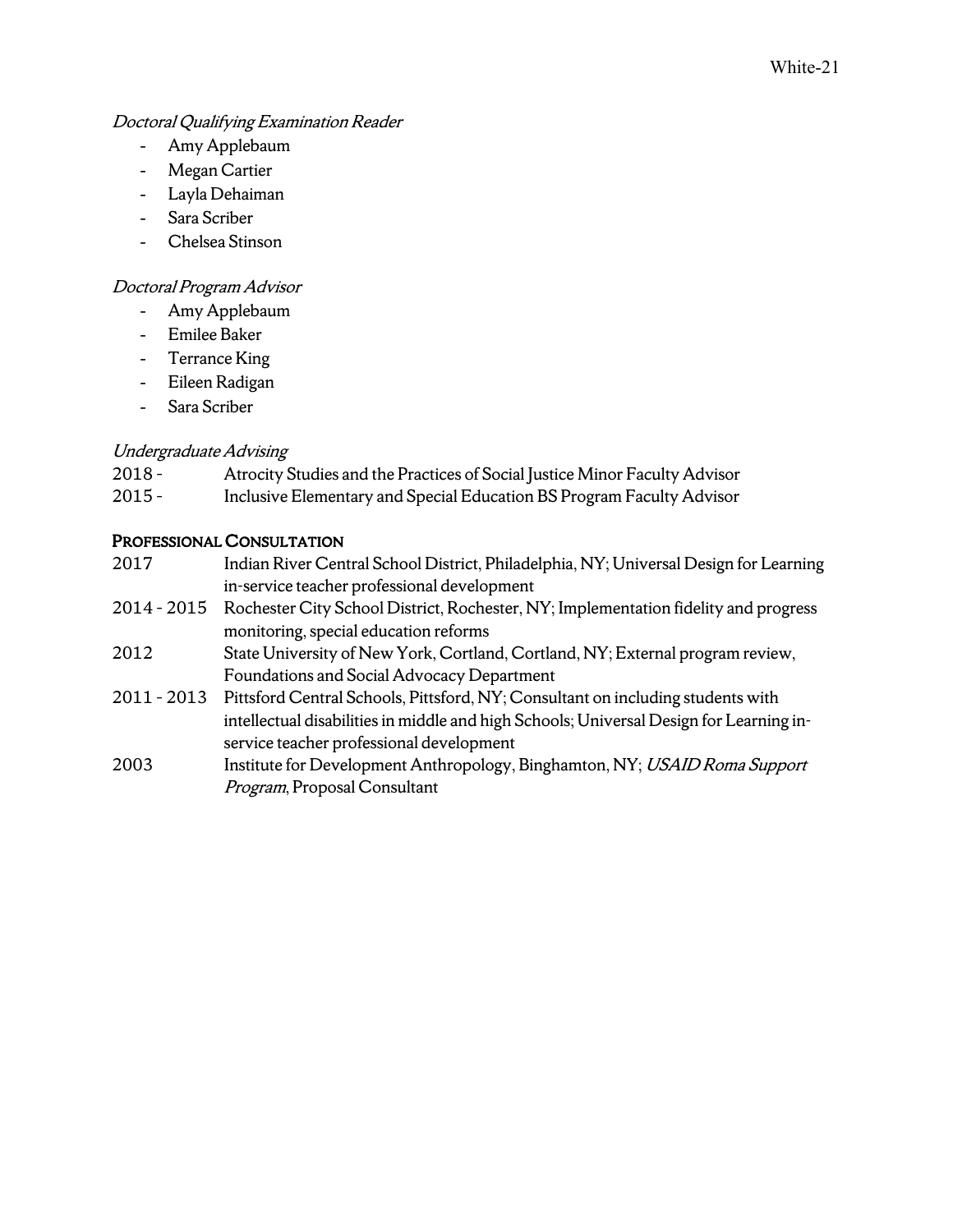*Doctoral Qualifying Examination Reader*

- Amy Applebaum
- Megan Cartier
- Layla Dehaiman
- Sara Scriber
- Chelsea Stinson

*Doctoral Program Advisor*

- Amy Applebaum
- Emilee Baker
- Terrance King
- Eileen Radigan
- Sara Scriber

*Undergraduate Advising*

| | |
|---|---|
| 2018 - | Atrocity Studies and the Practices of Social Justice Minor Faculty Advisor |
| 2015 - | Inclusive Elementary and Special Education BS Program Faculty Advisor |

## PROFESSIONAL CONSULTATION

| | |
|---|---|
| 2017 | Indian River Central School District, Philadelphia, NY; Universal Design for Learning in-service teacher professional development |
| 2014 - 2015 | Rochester City School District, Rochester, NY; Implementation fidelity and progress monitoring, special education reforms |
| 2012 | State University of New York, Cortland, Cortland, NY; External program review, Foundations and Social Advocacy Department |
| 2011 - 2013 | Pittsford Central Schools, Pittsford, NY; Consultant on including students with intellectual disabilities in middle and high Schools; Universal Design for Learning in-service teacher professional development |
| 2003 | Institute for Development Anthropology, Binghamton, NY; *USAID Roma Support Program*, Proposal Consultant |